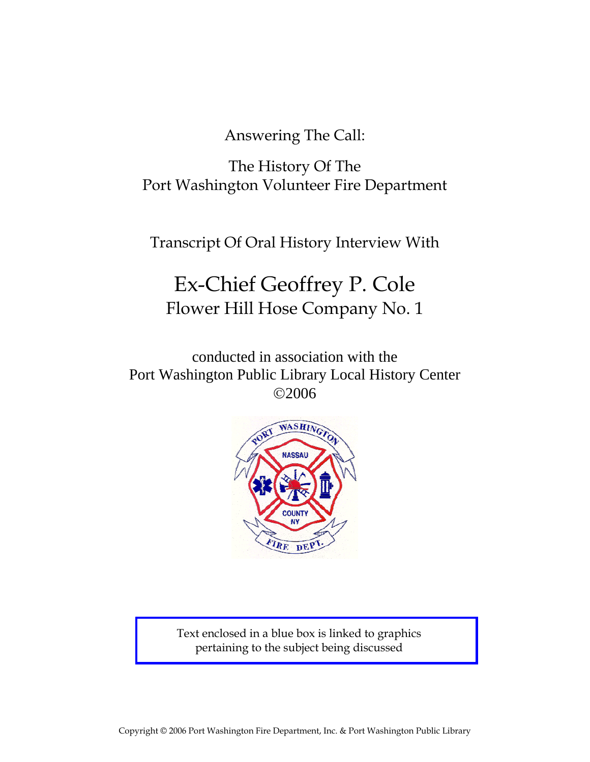Answering The Call:

The History Of The
Port Washington Volunteer Fire Department

Transcript Of Oral History Interview With

# Ex-Chief Geoffrey P. Cole

## Flower Hill Hose Company No. 1

conducted in association with the
Port Washington Public Library Local History Center
©2006

Text enclosed in a blue box is linked to graphics pertaining to the subject being discussed

Copyright © 2006 Port Washington Fire Department, Inc. & Port Washington Public Library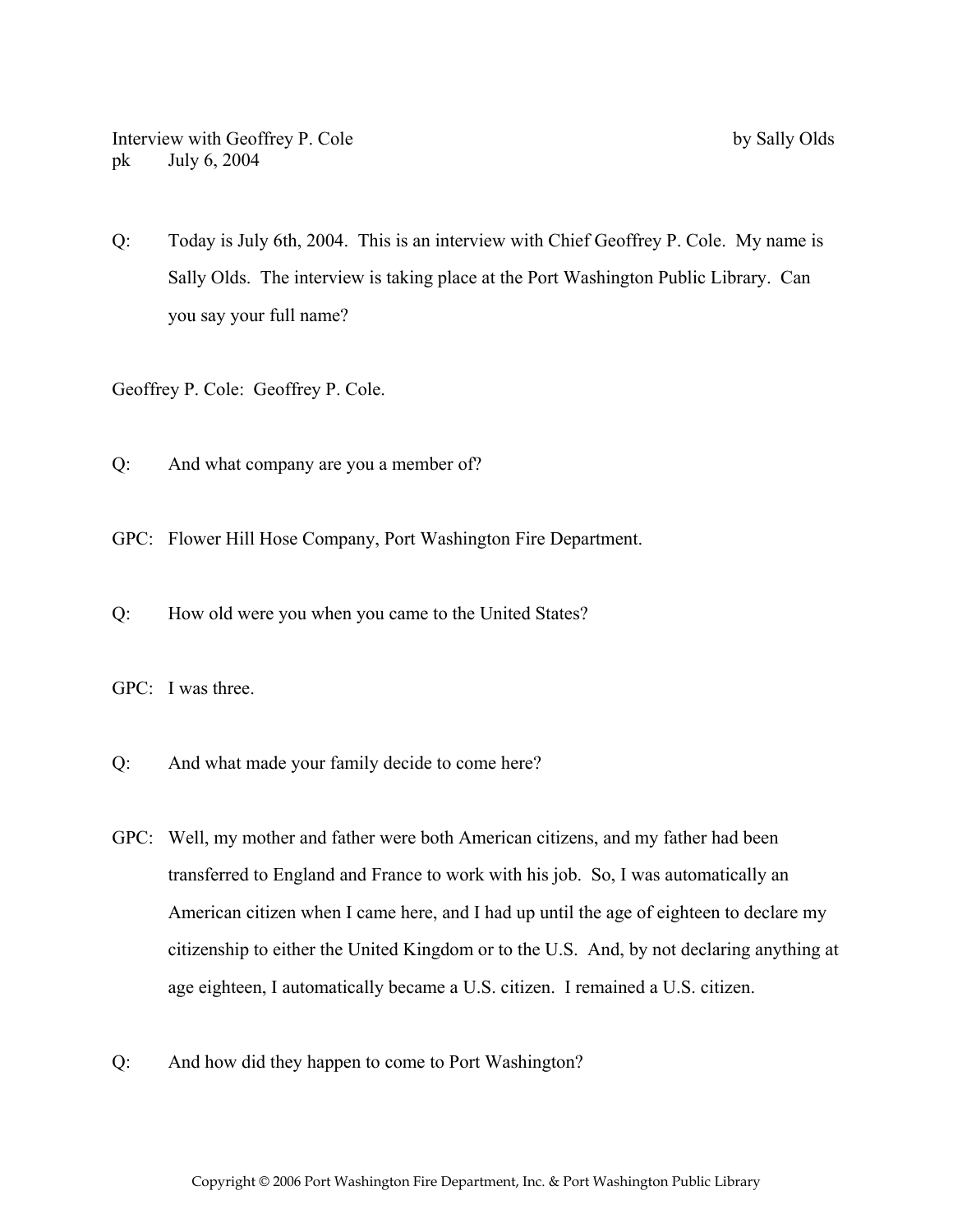Interview with Geoffrey P. Cole by Sally Olds
pk July 6, 2004

Q: Today is July 6th, 2004. This is an interview with Chief Geoffrey P. Cole. My name is Sally Olds. The interview is taking place at the Port Washington Public Library. Can you say your full name?

Geoffrey P. Cole: Geoffrey P. Cole.

Q: And what company are you a member of?

GPC: Flower Hill Hose Company, Port Washington Fire Department.

Q: How old were you when you came to the United States?

GPC: I was three.

Q: And what made your family decide to come here?

GPC: Well, my mother and father were both American citizens, and my father had been transferred to England and France to work with his job. So, I was automatically an American citizen when I came here, and I had up until the age of eighteen to declare my citizenship to either the United Kingdom or to the U.S. And, by not declaring anything at age eighteen, I automatically became a U.S. citizen. I remained a U.S. citizen.

Q: And how did they happen to come to Port Washington?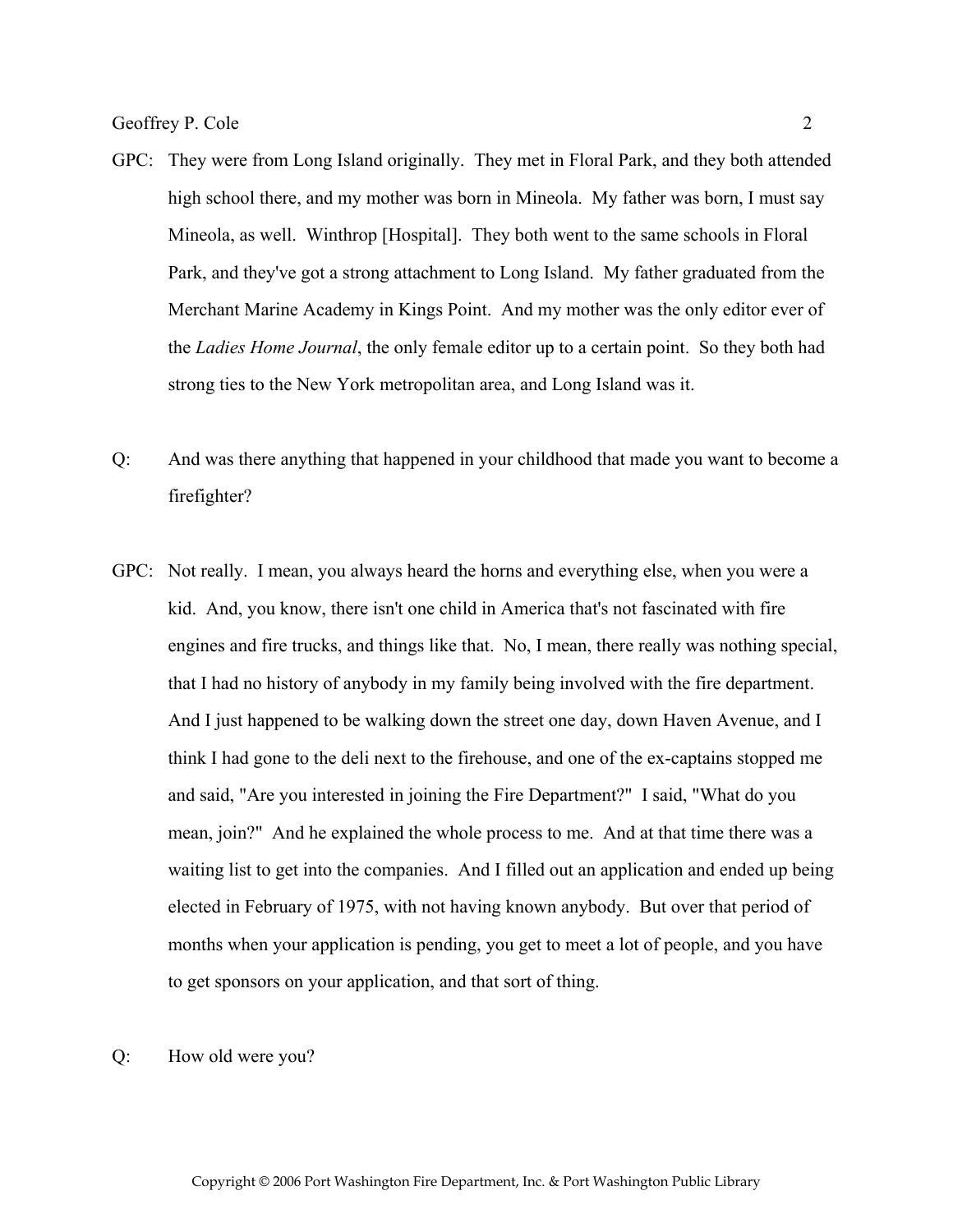GPC: They were from Long Island originally. They met in Floral Park, and they both attended high school there, and my mother was born in Mineola. My father was born, I must say Mineola, as well. Winthrop [Hospital]. They both went to the same schools in Floral Park, and they've got a strong attachment to Long Island. My father graduated from the Merchant Marine Academy in Kings Point. And my mother was the only editor ever of the *Ladies Home Journal*, the only female editor up to a certain point. So they both had strong ties to the New York metropolitan area, and Long Island was it.

Q: And was there anything that happened in your childhood that made you want to become a firefighter?

GPC: Not really. I mean, you always heard the horns and everything else, when you were a kid. And, you know, there isn't one child in America that's not fascinated with fire engines and fire trucks, and things like that. No, I mean, there really was nothing special, that I had no history of anybody in my family being involved with the fire department. And I just happened to be walking down the street one day, down Haven Avenue, and I think I had gone to the deli next to the firehouse, and one of the ex-captains stopped me and said, "Are you interested in joining the Fire Department?" I said, "What do you mean, join?" And he explained the whole process to me. And at that time there was a waiting list to get into the companies. And I filled out an application and ended up being elected in February of 1975, with not having known anybody. But over that period of months when your application is pending, you get to meet a lot of people, and you have to get sponsors on your application, and that sort of thing.

Q: How old were you?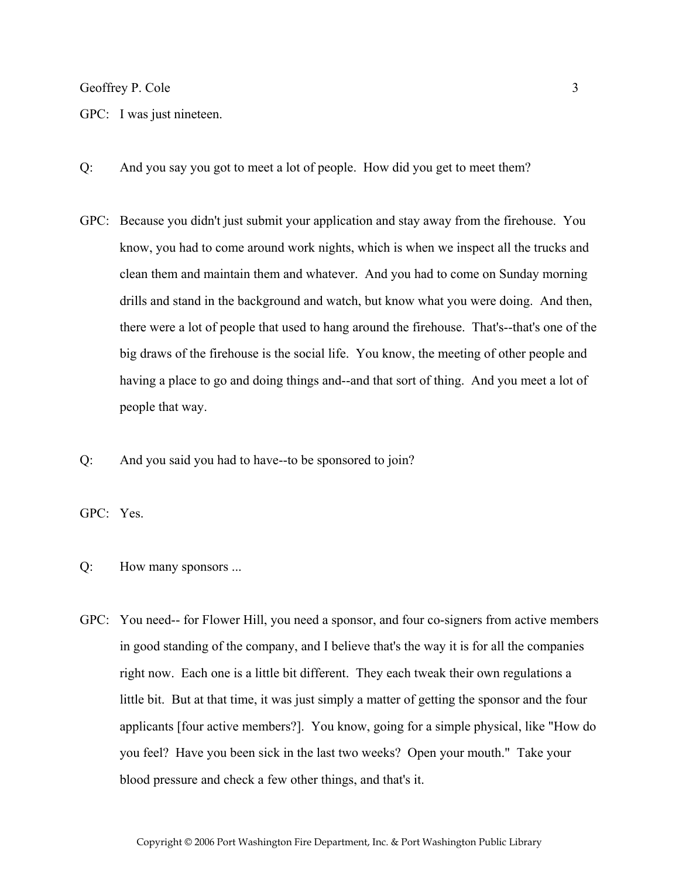GPC: I was just nineteen.

Q: And you say you got to meet a lot of people. How did you get to meet them?

GPC: Because you didn't just submit your application and stay away from the firehouse. You know, you had to come around work nights, which is when we inspect all the trucks and clean them and maintain them and whatever. And you had to come on Sunday morning drills and stand in the background and watch, but know what you were doing. And then, there were a lot of people that used to hang around the firehouse. That's--that's one of the big draws of the firehouse is the social life. You know, the meeting of other people and having a place to go and doing things and--and that sort of thing. And you meet a lot of people that way.

Q: And you said you had to have--to be sponsored to join?

GPC: Yes.

Q: How many sponsors ...

GPC: You need-- for Flower Hill, you need a sponsor, and four co-signers from active members in good standing of the company, and I believe that's the way it is for all the companies right now. Each one is a little bit different. They each tweak their own regulations a little bit. But at that time, it was just simply a matter of getting the sponsor and the four applicants [four active members?]. You know, going for a simple physical, like "How do you feel? Have you been sick in the last two weeks? Open your mouth." Take your blood pressure and check a few other things, and that's it.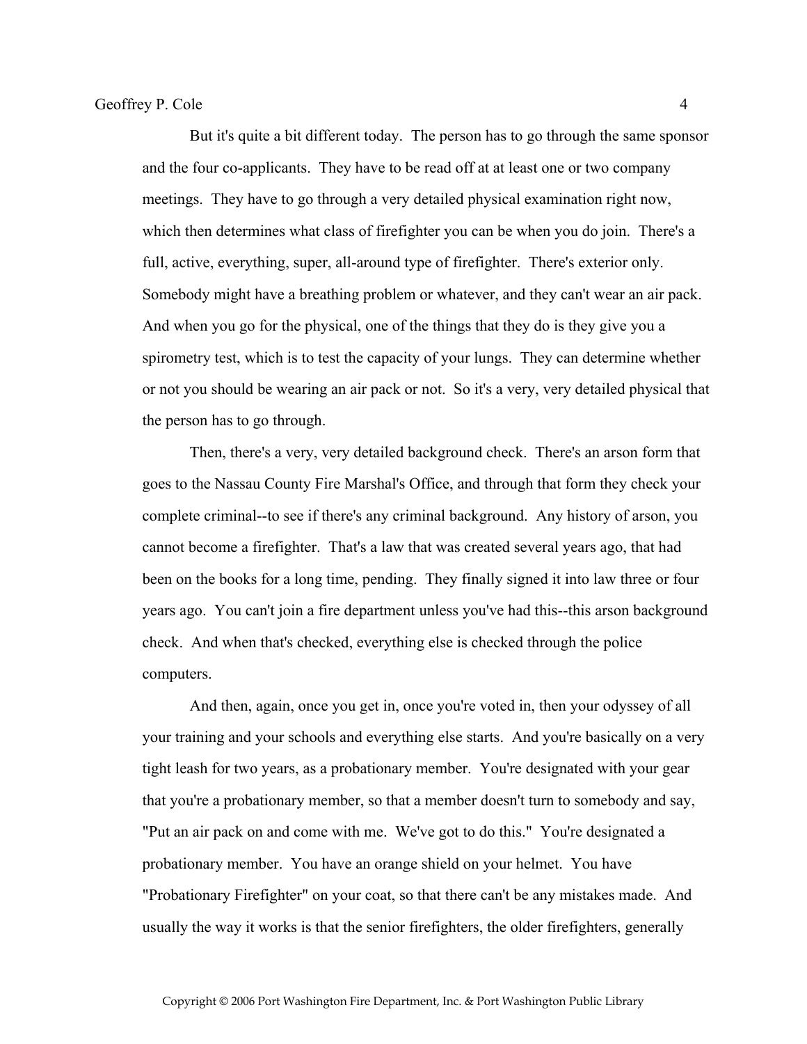But it's quite a bit different today. The person has to go through the same sponsor and the four co-applicants. They have to be read off at at least one or two company meetings. They have to go through a very detailed physical examination right now, which then determines what class of firefighter you can be when you do join. There's a full, active, everything, super, all-around type of firefighter. There's exterior only. Somebody might have a breathing problem or whatever, and they can't wear an air pack. And when you go for the physical, one of the things that they do is they give you a spirometry test, which is to test the capacity of your lungs. They can determine whether or not you should be wearing an air pack or not. So it's a very, very detailed physical that the person has to go through.

Then, there's a very, very detailed background check. There's an arson form that goes to the Nassau County Fire Marshal's Office, and through that form they check your complete criminal--to see if there's any criminal background. Any history of arson, you cannot become a firefighter. That's a law that was created several years ago, that had been on the books for a long time, pending. They finally signed it into law three or four years ago. You can't join a fire department unless you've had this--this arson background check. And when that's checked, everything else is checked through the police computers.

And then, again, once you get in, once you're voted in, then your odyssey of all your training and your schools and everything else starts. And you're basically on a very tight leash for two years, as a probationary member. You're designated with your gear that you're a probationary member, so that a member doesn't turn to somebody and say, "Put an air pack on and come with me. We've got to do this." You're designated a probationary member. You have an orange shield on your helmet. You have "Probationary Firefighter" on your coat, so that there can't be any mistakes made. And usually the way it works is that the senior firefighters, the older firefighters, generally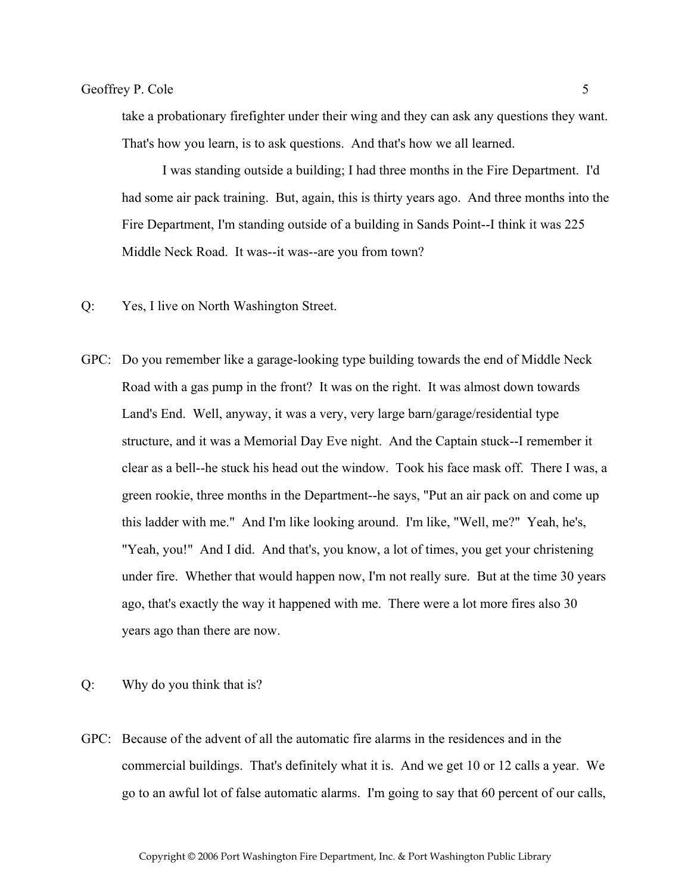take a probationary firefighter under their wing and they can ask any questions they want. That's how you learn, is to ask questions. And that's how we all learned.

I was standing outside a building; I had three months in the Fire Department. I'd had some air pack training. But, again, this is thirty years ago. And three months into the Fire Department, I'm standing outside of a building in Sands Point--I think it was 225 Middle Neck Road. It was--it was--are you from town?

Q: Yes, I live on North Washington Street.

GPC: Do you remember like a garage-looking type building towards the end of Middle Neck Road with a gas pump in the front? It was on the right. It was almost down towards Land's End. Well, anyway, it was a very, very large barn/garage/residential type structure, and it was a Memorial Day Eve night. And the Captain stuck--I remember it clear as a bell--he stuck his head out the window. Took his face mask off. There I was, a green rookie, three months in the Department--he says, "Put an air pack on and come up this ladder with me." And I'm like looking around. I'm like, "Well, me?" Yeah, he's, "Yeah, you!" And I did. And that's, you know, a lot of times, you get your christening under fire. Whether that would happen now, I'm not really sure. But at the time 30 years ago, that's exactly the way it happened with me. There were a lot more fires also 30 years ago than there are now.

Q: Why do you think that is?

GPC: Because of the advent of all the automatic fire alarms in the residences and in the commercial buildings. That's definitely what it is. And we get 10 or 12 calls a year. We go to an awful lot of false automatic alarms. I'm going to say that 60 percent of our calls,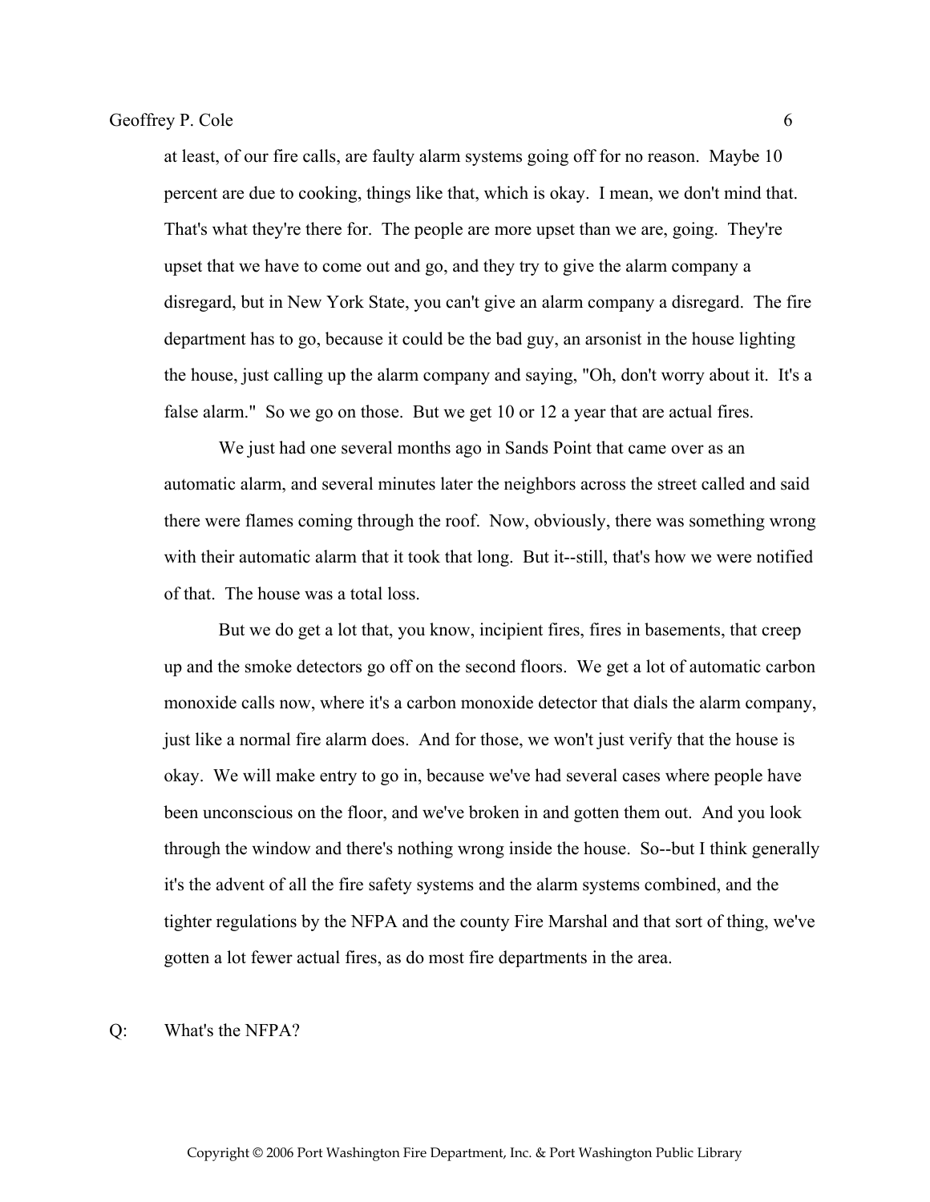at least, of our fire calls, are faulty alarm systems going off for no reason. Maybe 10 percent are due to cooking, things like that, which is okay. I mean, we don't mind that. That's what they're there for. The people are more upset than we are, going. They're upset that we have to come out and go, and they try to give the alarm company a disregard, but in New York State, you can't give an alarm company a disregard. The fire department has to go, because it could be the bad guy, an arsonist in the house lighting the house, just calling up the alarm company and saying, "Oh, don't worry about it. It's a false alarm." So we go on those. But we get 10 or 12 a year that are actual fires.

We just had one several months ago in Sands Point that came over as an automatic alarm, and several minutes later the neighbors across the street called and said there were flames coming through the roof. Now, obviously, there was something wrong with their automatic alarm that it took that long. But it--still, that's how we were notified of that. The house was a total loss.

But we do get a lot that, you know, incipient fires, fires in basements, that creep up and the smoke detectors go off on the second floors. We get a lot of automatic carbon monoxide calls now, where it's a carbon monoxide detector that dials the alarm company, just like a normal fire alarm does. And for those, we won't just verify that the house is okay. We will make entry to go in, because we've had several cases where people have been unconscious on the floor, and we've broken in and gotten them out. And you look through the window and there's nothing wrong inside the house. So--but I think generally it's the advent of all the fire safety systems and the alarm systems combined, and the tighter regulations by the NFPA and the county Fire Marshal and that sort of thing, we've gotten a lot fewer actual fires, as do most fire departments in the area.

Q: What's the NFPA?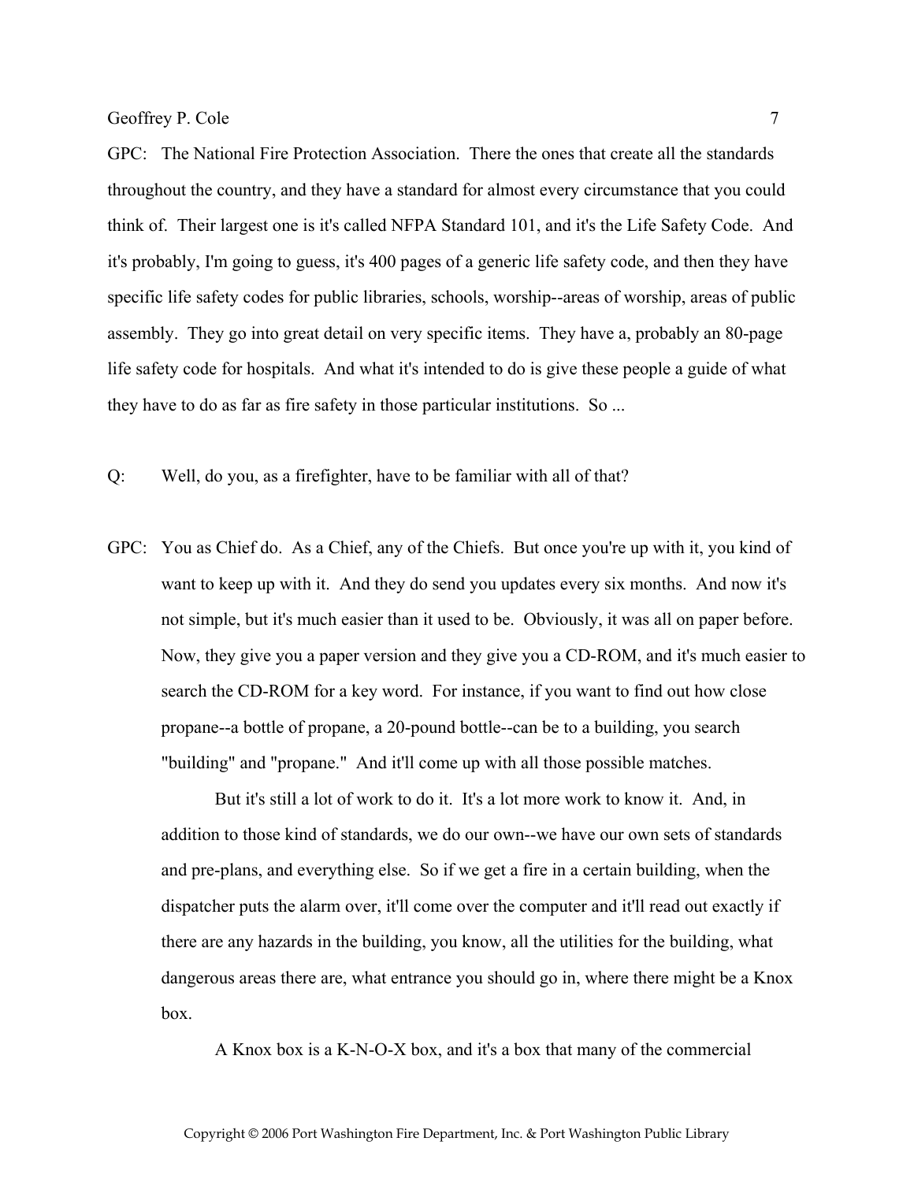GPC: The National Fire Protection Association. There the ones that create all the standards throughout the country, and they have a standard for almost every circumstance that you could think of. Their largest one is it's called NFPA Standard 101, and it's the Life Safety Code. And it's probably, I'm going to guess, it's 400 pages of a generic life safety code, and then they have specific life safety codes for public libraries, schools, worship--areas of worship, areas of public assembly. They go into great detail on very specific items. They have a, probably an 80-page life safety code for hospitals. And what it's intended to do is give these people a guide of what they have to do as far as fire safety in those particular institutions. So ...

Q: Well, do you, as a firefighter, have to be familiar with all of that?

GPC: You as Chief do. As a Chief, any of the Chiefs. But once you're up with it, you kind of want to keep up with it. And they do send you updates every six months. And now it's not simple, but it's much easier than it used to be. Obviously, it was all on paper before. Now, they give you a paper version and they give you a CD-ROM, and it's much easier to search the CD-ROM for a key word. For instance, if you want to find out how close propane--a bottle of propane, a 20-pound bottle--can be to a building, you search "building" and "propane." And it'll come up with all those possible matches.

But it's still a lot of work to do it. It's a lot more work to know it. And, in addition to those kind of standards, we do our own--we have our own sets of standards and pre-plans, and everything else. So if we get a fire in a certain building, when the dispatcher puts the alarm over, it'll come over the computer and it'll read out exactly if there are any hazards in the building, you know, all the utilities for the building, what dangerous areas there are, what entrance you should go in, where there might be a Knox box.

A Knox box is a K-N-O-X box, and it's a box that many of the commercial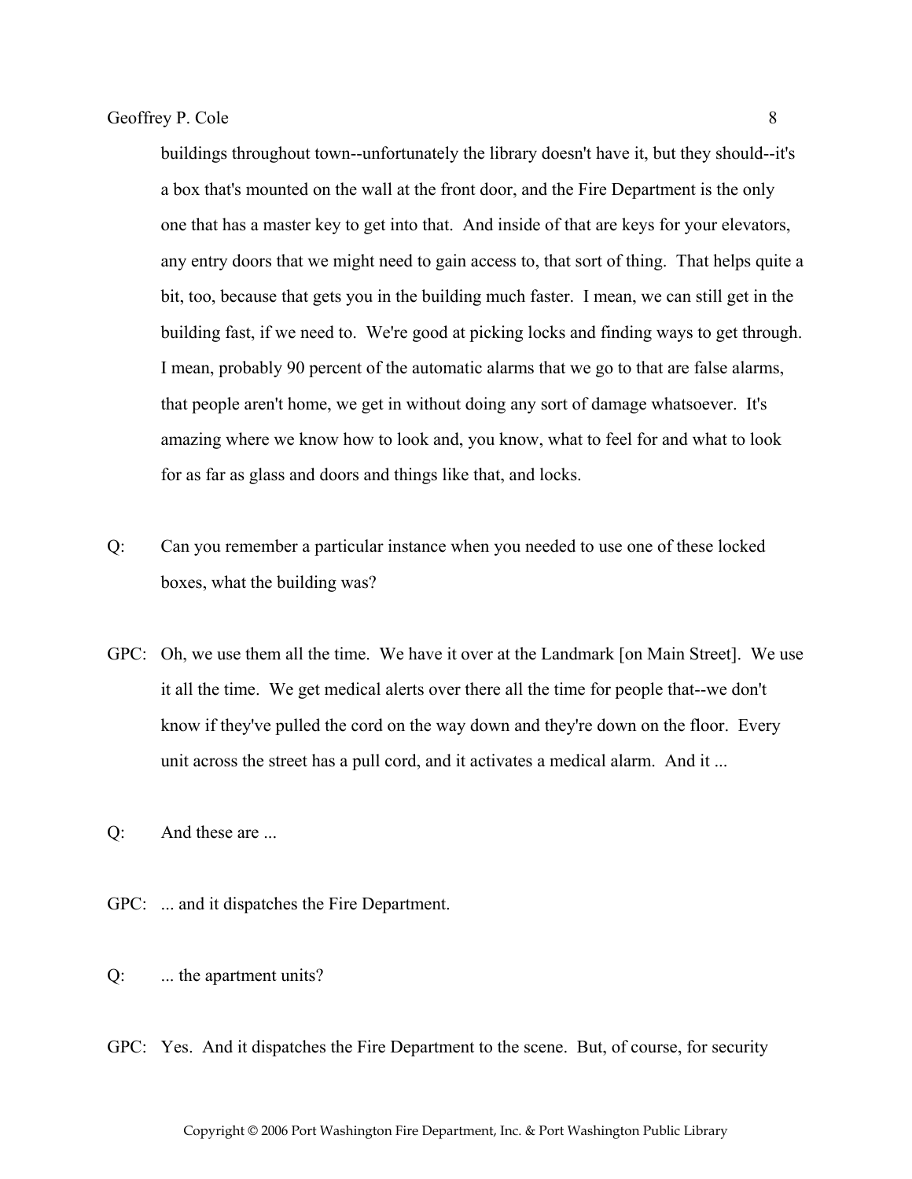buildings throughout town--unfortunately the library doesn't have it, but they should--it's a box that's mounted on the wall at the front door, and the Fire Department is the only one that has a master key to get into that. And inside of that are keys for your elevators, any entry doors that we might need to gain access to, that sort of thing. That helps quite a bit, too, because that gets you in the building much faster. I mean, we can still get in the building fast, if we need to. We're good at picking locks and finding ways to get through. I mean, probably 90 percent of the automatic alarms that we go to that are false alarms, that people aren't home, we get in without doing any sort of damage whatsoever. It's amazing where we know how to look and, you know, what to feel for and what to look for as far as glass and doors and things like that, and locks.

Q: Can you remember a particular instance when you needed to use one of these locked boxes, what the building was?

GPC: Oh, we use them all the time. We have it over at the Landmark [on Main Street]. We use it all the time. We get medical alerts over there all the time for people that--we don't know if they've pulled the cord on the way down and they're down on the floor. Every unit across the street has a pull cord, and it activates a medical alarm. And it ...

Q: And these are ...

GPC: ... and it dispatches the Fire Department.

Q: ... the apartment units?

GPC: Yes. And it dispatches the Fire Department to the scene. But, of course, for security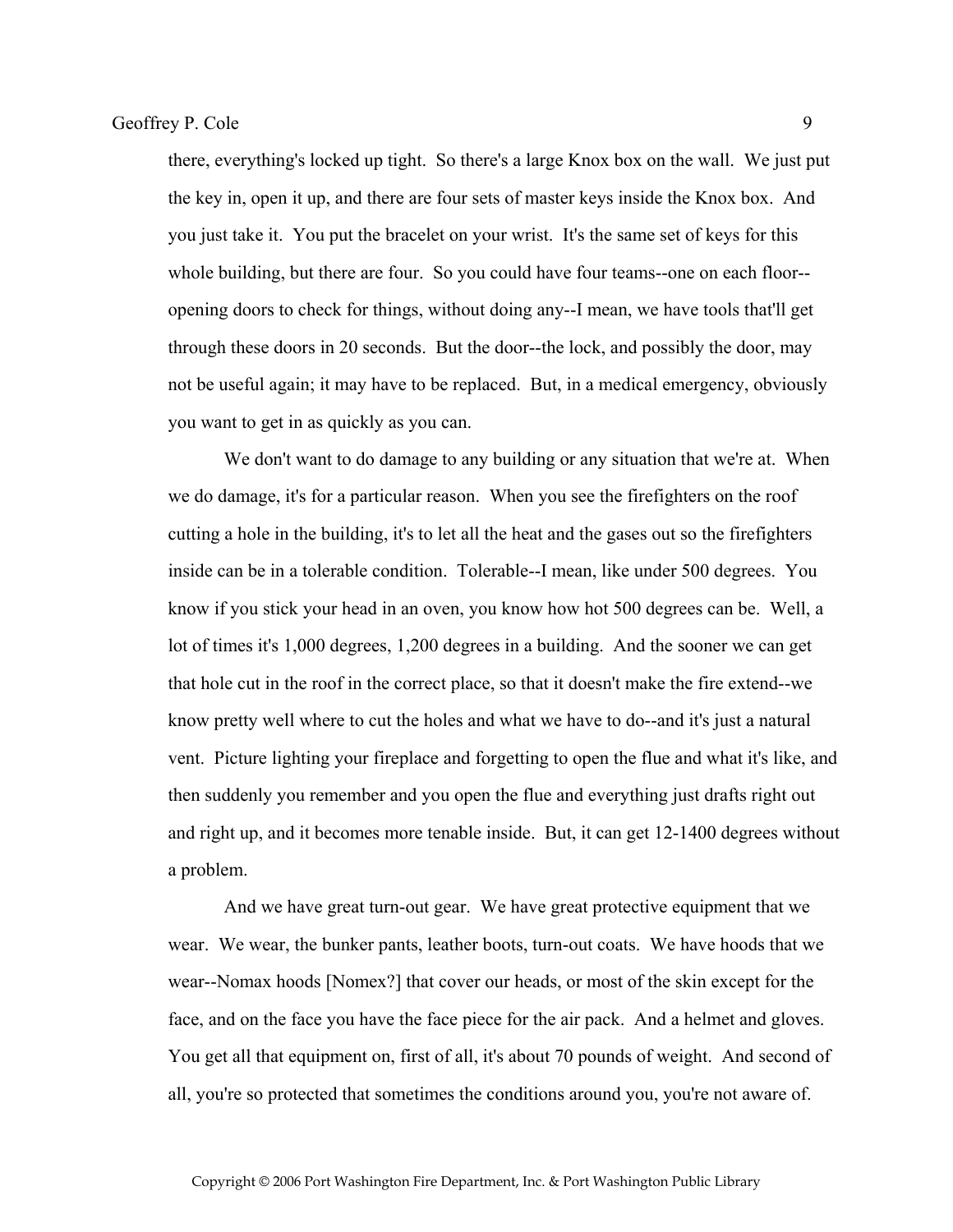there, everything's locked up tight. So there's a large Knox box on the wall. We just put the key in, open it up, and there are four sets of master keys inside the Knox box. And you just take it. You put the bracelet on your wrist. It's the same set of keys for this whole building, but there are four. So you could have four teams--one on each floor--opening doors to check for things, without doing any--I mean, we have tools that'll get through these doors in 20 seconds. But the door--the lock, and possibly the door, may not be useful again; it may have to be replaced. But, in a medical emergency, obviously you want to get in as quickly as you can.

We don't want to do damage to any building or any situation that we're at. When we do damage, it's for a particular reason. When you see the firefighters on the roof cutting a hole in the building, it's to let all the heat and the gases out so the firefighters inside can be in a tolerable condition. Tolerable--I mean, like under 500 degrees. You know if you stick your head in an oven, you know how hot 500 degrees can be. Well, a lot of times it's 1,000 degrees, 1,200 degrees in a building. And the sooner we can get that hole cut in the roof in the correct place, so that it doesn't make the fire extend--we know pretty well where to cut the holes and what we have to do--and it's just a natural vent. Picture lighting your fireplace and forgetting to open the flue and what it's like, and then suddenly you remember and you open the flue and everything just drafts right out and right up, and it becomes more tenable inside. But, it can get 12-1400 degrees without a problem.

And we have great turn-out gear. We have great protective equipment that we wear. We wear, the bunker pants, leather boots, turn-out coats. We have hoods that we wear--Nomax hoods [Nomex?] that cover our heads, or most of the skin except for the face, and on the face you have the face piece for the air pack. And a helmet and gloves. You get all that equipment on, first of all, it's about 70 pounds of weight. And second of all, you're so protected that sometimes the conditions around you, you're not aware of.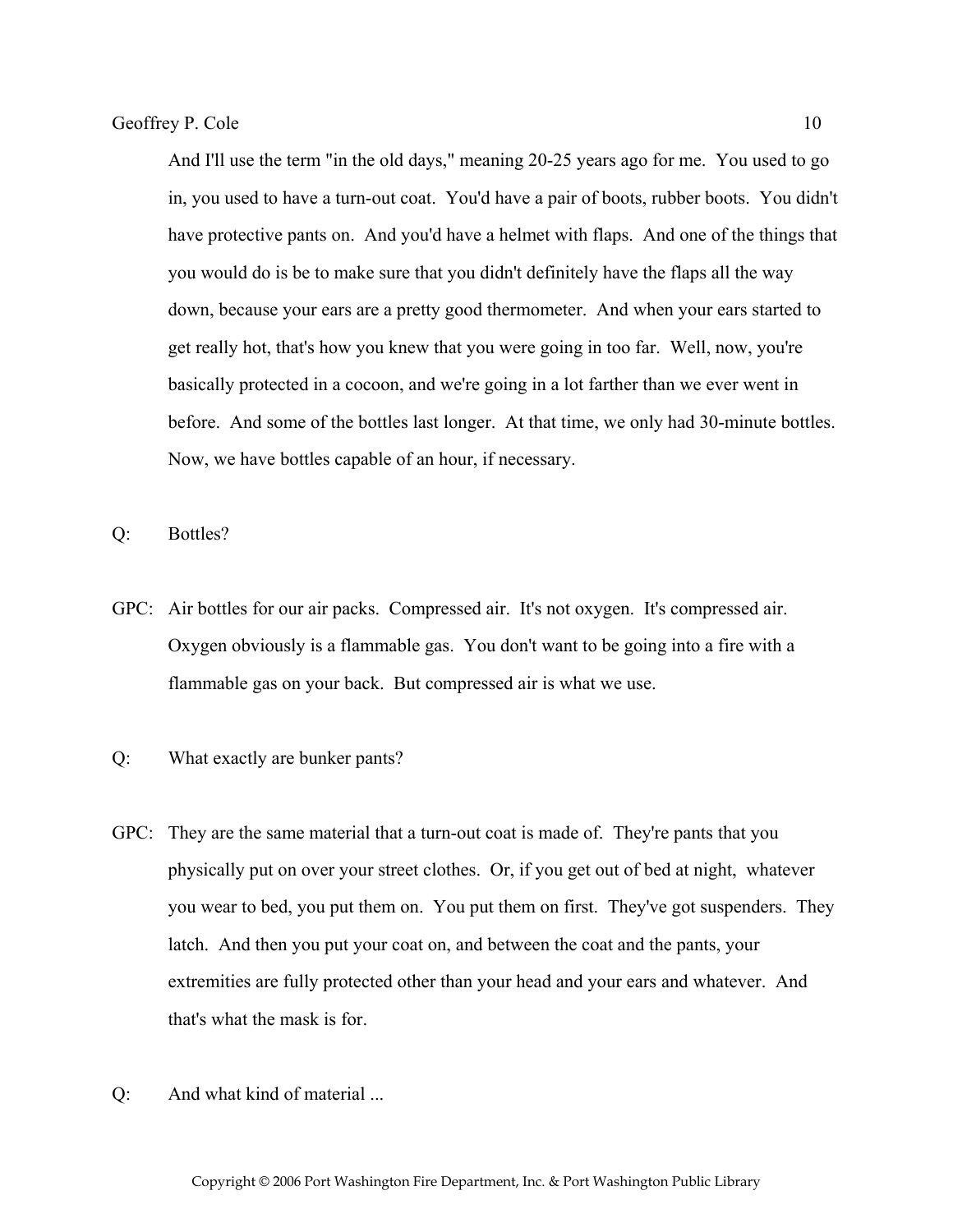And I'll use the term "in the old days," meaning 20-25 years ago for me. You used to go in, you used to have a turn-out coat. You'd have a pair of boots, rubber boots. You didn't have protective pants on. And you'd have a helmet with flaps. And one of the things that you would do is be to make sure that you didn't definitely have the flaps all the way down, because your ears are a pretty good thermometer. And when your ears started to get really hot, that's how you knew that you were going in too far. Well, now, you're basically protected in a cocoon, and we're going in a lot farther than we ever went in before. And some of the bottles last longer. At that time, we only had 30-minute bottles. Now, we have bottles capable of an hour, if necessary.

Q: Bottles?

GPC: Air bottles for our air packs. Compressed air. It's not oxygen. It's compressed air. Oxygen obviously is a flammable gas. You don't want to be going into a fire with a flammable gas on your back. But compressed air is what we use.

Q: What exactly are bunker pants?

GPC: They are the same material that a turn-out coat is made of. They're pants that you physically put on over your street clothes. Or, if you get out of bed at night, whatever you wear to bed, you put them on. You put them on first. They've got suspenders. They latch. And then you put your coat on, and between the coat and the pants, your extremities are fully protected other than your head and your ears and whatever. And that's what the mask is for.

Q: And what kind of material ...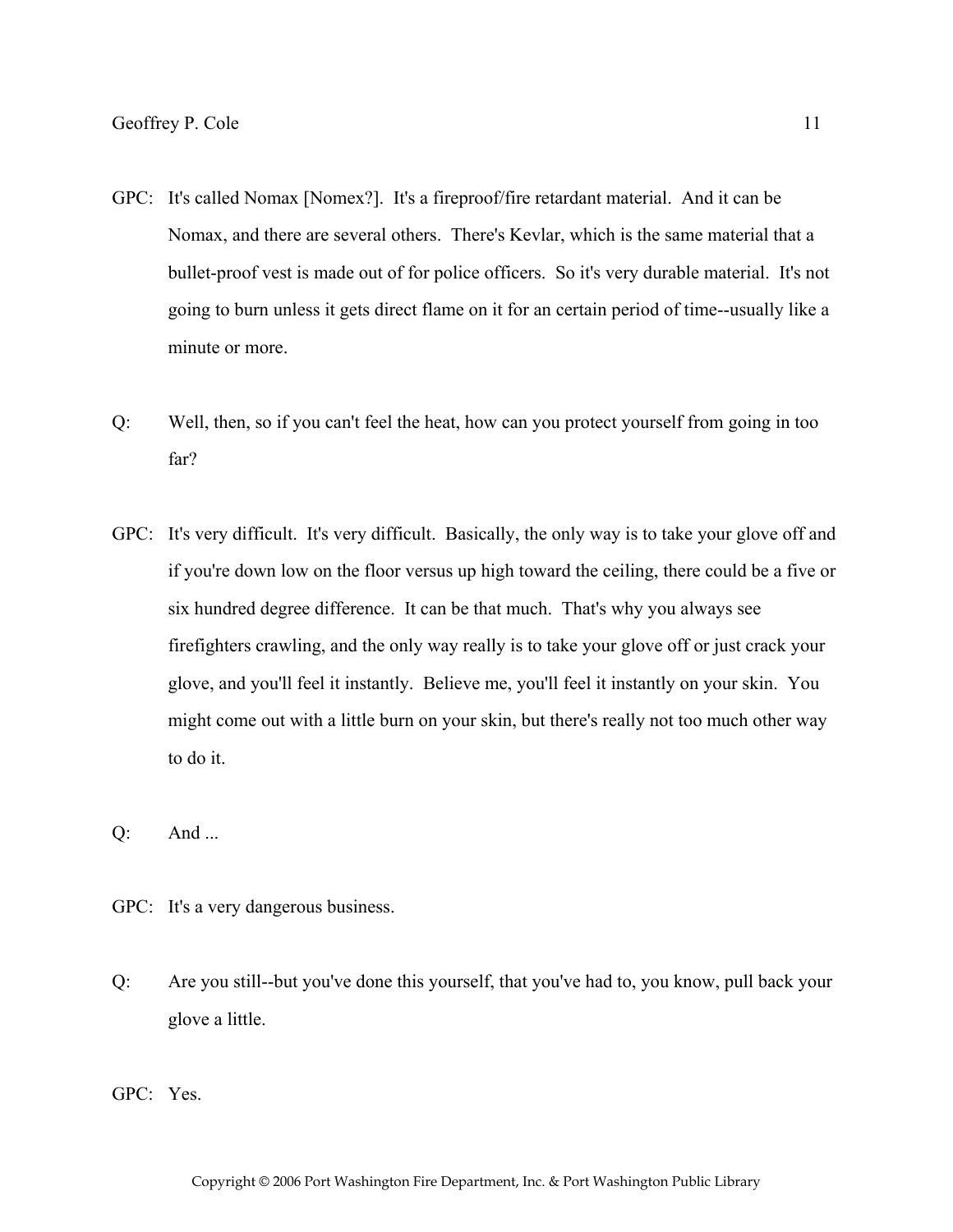GPC: It's called Nomax [Nomex?]. It's a fireproof/fire retardant material. And it can be Nomax, and there are several others. There's Kevlar, which is the same material that a bullet-proof vest is made out of for police officers. So it's very durable material. It's not going to burn unless it gets direct flame on it for an certain period of time--usually like a minute or more.

Q: Well, then, so if you can't feel the heat, how can you protect yourself from going in too far?

GPC: It's very difficult. It's very difficult. Basically, the only way is to take your glove off and if you're down low on the floor versus up high toward the ceiling, there could be a five or six hundred degree difference. It can be that much. That's why you always see firefighters crawling, and the only way really is to take your glove off or just crack your glove, and you'll feel it instantly. Believe me, you'll feel it instantly on your skin. You might come out with a little burn on your skin, but there's really not too much other way to do it.

Q: And ...

GPC: It's a very dangerous business.

Q: Are you still--but you've done this yourself, that you've had to, you know, pull back your glove a little.

GPC: Yes.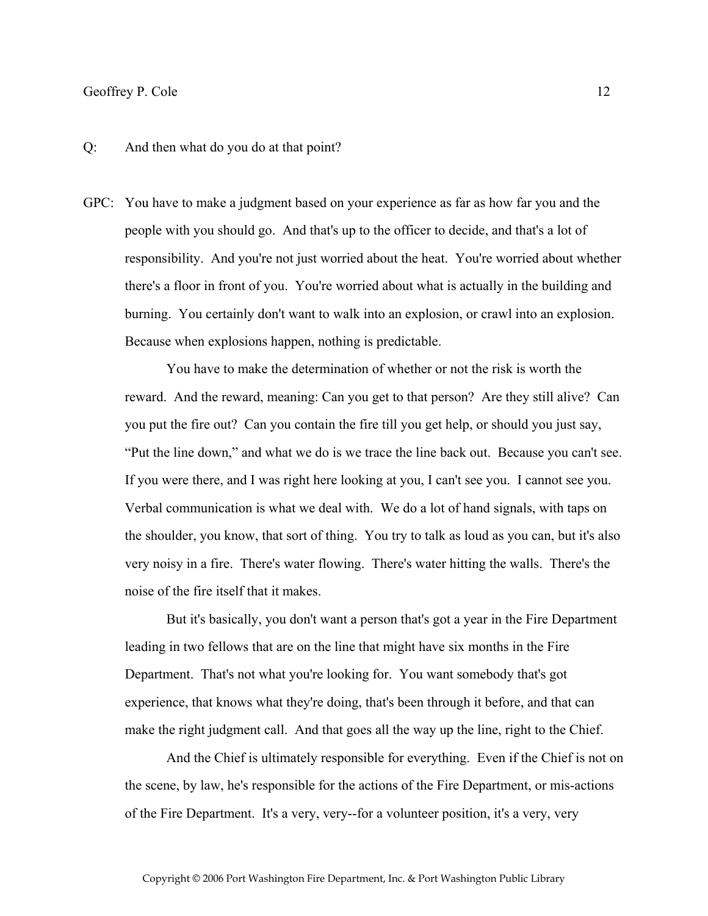Q: And then what do you do at that point?

GPC: You have to make a judgment based on your experience as far as how far you and the people with you should go. And that's up to the officer to decide, and that's a lot of responsibility. And you're not just worried about the heat. You're worried about whether there's a floor in front of you. You're worried about what is actually in the building and burning. You certainly don't want to walk into an explosion, or crawl into an explosion. Because when explosions happen, nothing is predictable.

You have to make the determination of whether or not the risk is worth the reward. And the reward, meaning: Can you get to that person? Are they still alive? Can you put the fire out? Can you contain the fire till you get help, or should you just say, "Put the line down," and what we do is we trace the line back out. Because you can't see. If you were there, and I was right here looking at you, I can't see you. I cannot see you. Verbal communication is what we deal with. We do a lot of hand signals, with taps on the shoulder, you know, that sort of thing. You try to talk as loud as you can, but it's also very noisy in a fire. There's water flowing. There's water hitting the walls. There's the noise of the fire itself that it makes.

But it's basically, you don't want a person that's got a year in the Fire Department leading in two fellows that are on the line that might have six months in the Fire Department. That's not what you're looking for. You want somebody that's got experience, that knows what they're doing, that's been through it before, and that can make the right judgment call. And that goes all the way up the line, right to the Chief.

And the Chief is ultimately responsible for everything. Even if the Chief is not on the scene, by law, he's responsible for the actions of the Fire Department, or mis-actions of the Fire Department. It's a very, very--for a volunteer position, it's a very, very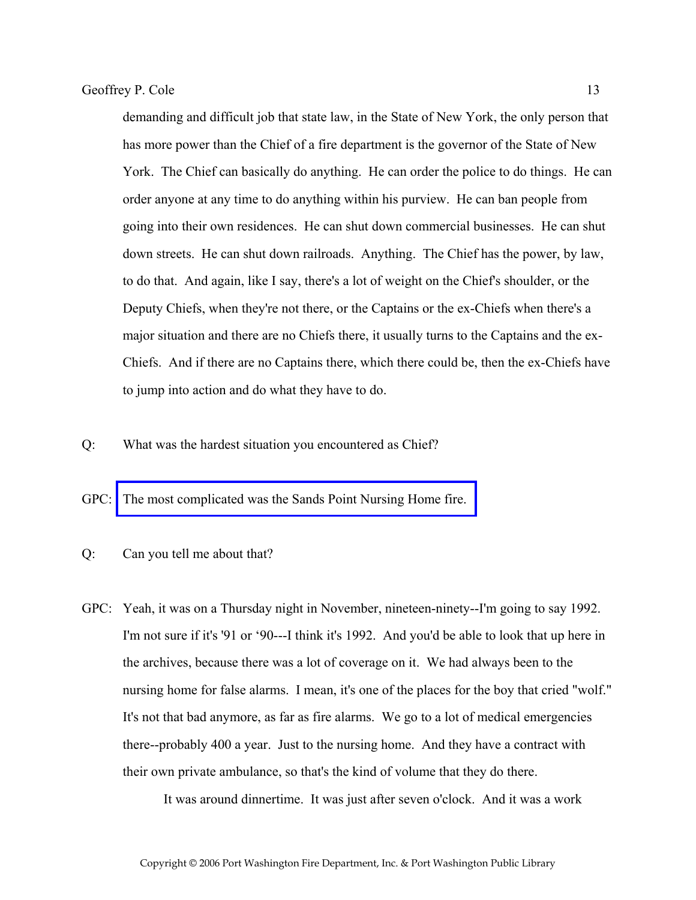demanding and difficult job that state law, in the State of New York, the only person that has more power than the Chief of a fire department is the governor of the State of New York. The Chief can basically do anything. He can order the police to do things. He can order anyone at any time to do anything within his purview. He can ban people from going into their own residences. He can shut down commercial businesses. He can shut down streets. He can shut down railroads. Anything. The Chief has the power, by law, to do that. And again, like I say, there's a lot of weight on the Chief's shoulder, or the Deputy Chiefs, when they're not there, or the Captains or the ex-Chiefs when there's a major situation and there are no Chiefs there, it usually turns to the Captains and the ex-Chiefs. And if there are no Captains there, which there could be, then the ex-Chiefs have to jump into action and do what they have to do.

Q: What was the hardest situation you encountered as Chief?

GPC: The most complicated was the Sands Point Nursing Home fire.

Q: Can you tell me about that?

GPC: Yeah, it was on a Thursday night in November, nineteen-ninety--I'm going to say 1992. I'm not sure if it's '91 or '90---I think it's 1992. And you'd be able to look that up here in the archives, because there was a lot of coverage on it. We had always been to the nursing home for false alarms. I mean, it's one of the places for the boy that cried "wolf." It's not that bad anymore, as far as fire alarms. We go to a lot of medical emergencies there--probably 400 a year. Just to the nursing home. And they have a contract with their own private ambulance, so that's the kind of volume that they do there.

It was around dinnertime. It was just after seven o'clock. And it was a work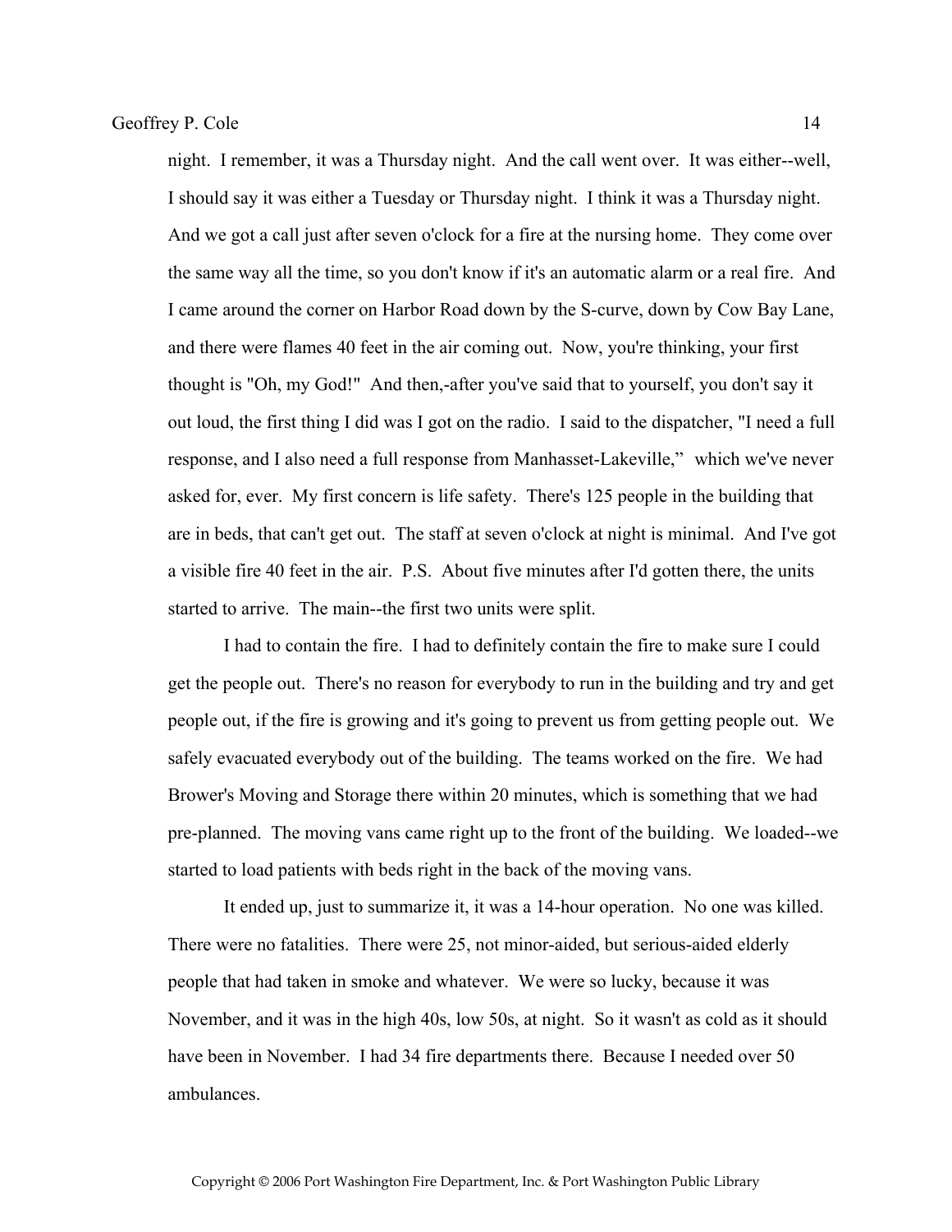night. I remember, it was a Thursday night. And the call went over. It was either--well, I should say it was either a Tuesday or Thursday night. I think it was a Thursday night. And we got a call just after seven o'clock for a fire at the nursing home. They come over the same way all the time, so you don't know if it's an automatic alarm or a real fire. And I came around the corner on Harbor Road down by the S-curve, down by Cow Bay Lane, and there were flames 40 feet in the air coming out. Now, you're thinking, your first thought is "Oh, my God!" And then,-after you've said that to yourself, you don't say it out loud, the first thing I did was I got on the radio. I said to the dispatcher, "I need a full response, and I also need a full response from Manhasset-Lakeville," which we've never asked for, ever. My first concern is life safety. There's 125 people in the building that are in beds, that can't get out. The staff at seven o'clock at night is minimal. And I've got a visible fire 40 feet in the air. P.S. About five minutes after I'd gotten there, the units started to arrive. The main--the first two units were split.

I had to contain the fire. I had to definitely contain the fire to make sure I could get the people out. There's no reason for everybody to run in the building and try and get people out, if the fire is growing and it's going to prevent us from getting people out. We safely evacuated everybody out of the building. The teams worked on the fire. We had Brower's Moving and Storage there within 20 minutes, which is something that we had pre-planned. The moving vans came right up to the front of the building. We loaded--we started to load patients with beds right in the back of the moving vans.

It ended up, just to summarize it, it was a 14-hour operation. No one was killed. There were no fatalities. There were 25, not minor-aided, but serious-aided elderly people that had taken in smoke and whatever. We were so lucky, because it was November, and it was in the high 40s, low 50s, at night. So it wasn't as cold as it should have been in November. I had 34 fire departments there. Because I needed over 50 ambulances.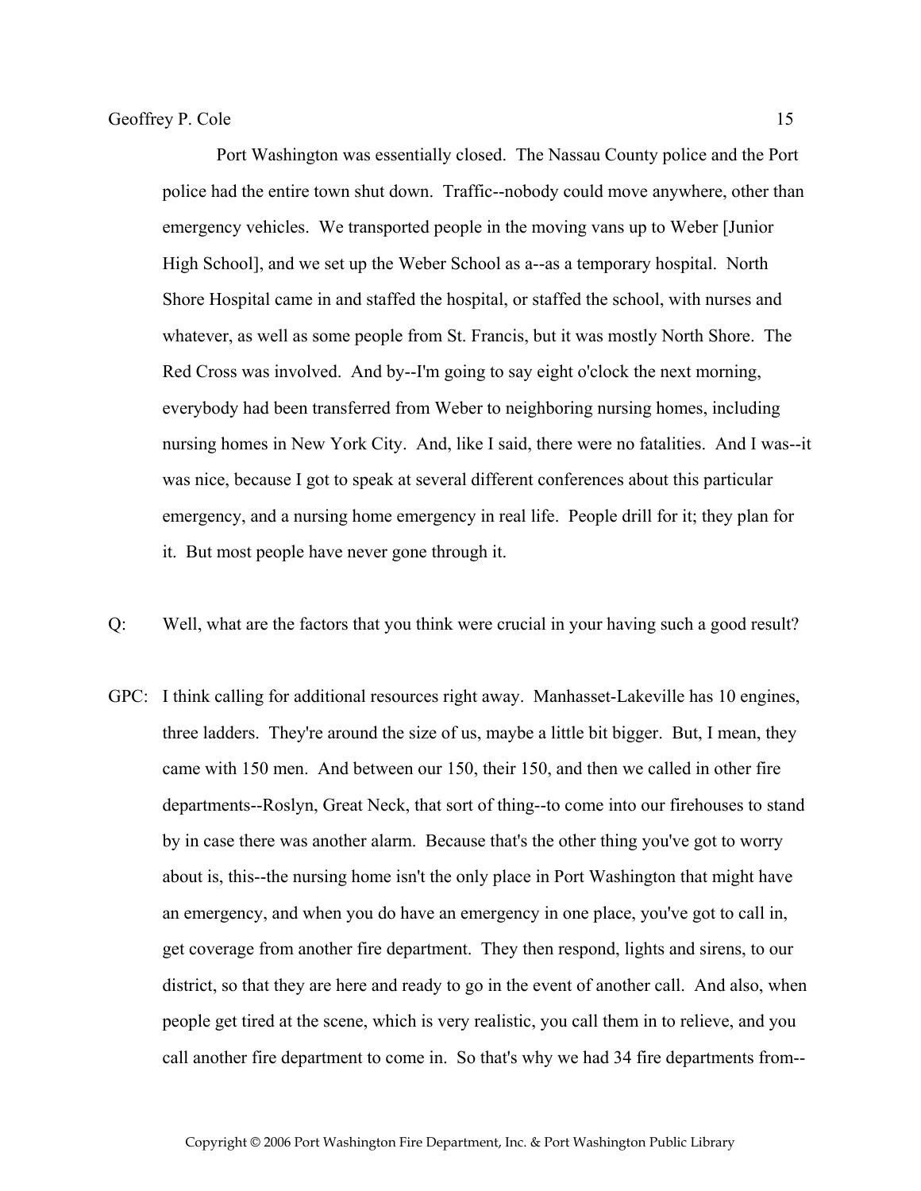Port Washington was essentially closed. The Nassau County police and the Port police had the entire town shut down. Traffic--nobody could move anywhere, other than emergency vehicles. We transported people in the moving vans up to Weber [Junior High School], and we set up the Weber School as a--as a temporary hospital. North Shore Hospital came in and staffed the hospital, or staffed the school, with nurses and whatever, as well as some people from St. Francis, but it was mostly North Shore. The Red Cross was involved. And by--I'm going to say eight o'clock the next morning, everybody had been transferred from Weber to neighboring nursing homes, including nursing homes in New York City. And, like I said, there were no fatalities. And I was--it was nice, because I got to speak at several different conferences about this particular emergency, and a nursing home emergency in real life. People drill for it; they plan for it. But most people have never gone through it.

Q: Well, what are the factors that you think were crucial in your having such a good result?

GPC: I think calling for additional resources right away. Manhasset-Lakeville has 10 engines, three ladders. They're around the size of us, maybe a little bit bigger. But, I mean, they came with 150 men. And between our 150, their 150, and then we called in other fire departments--Roslyn, Great Neck, that sort of thing--to come into our firehouses to stand by in case there was another alarm. Because that's the other thing you've got to worry about is, this--the nursing home isn't the only place in Port Washington that might have an emergency, and when you do have an emergency in one place, you've got to call in, get coverage from another fire department. They then respond, lights and sirens, to our district, so that they are here and ready to go in the event of another call. And also, when people get tired at the scene, which is very realistic, you call them in to relieve, and you call another fire department to come in. So that's why we had 34 fire departments from--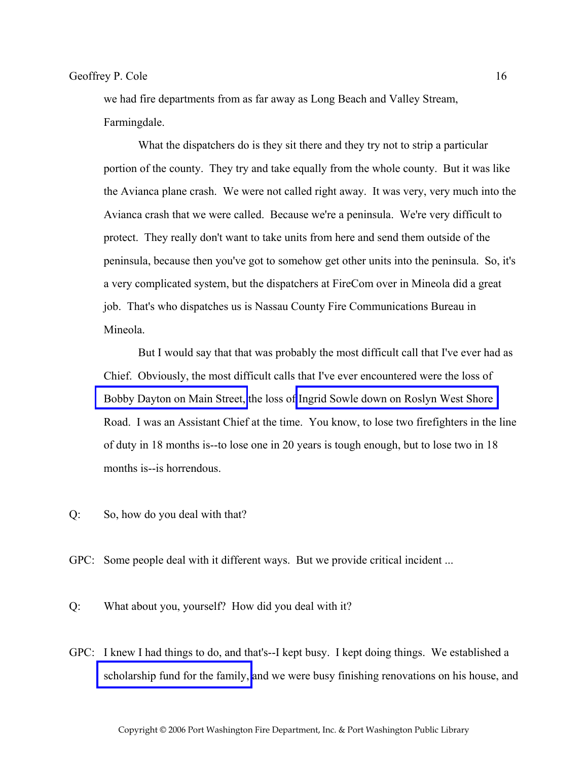we had fire departments from as far away as Long Beach and Valley Stream, Farmingdale.

What the dispatchers do is they sit there and they try not to strip a particular portion of the county. They try and take equally from the whole county. But it was like the Avianca plane crash. We were not called right away. It was very, very much into the Avianca crash that we were called. Because we're a peninsula. We're very difficult to protect. They really don't want to take units from here and send them outside of the peninsula, because then you've got to somehow get other units into the peninsula. So, it's a very complicated system, but the dispatchers at FireCom over in Mineola did a great job. That's who dispatches us is Nassau County Fire Communications Bureau in Mineola.

But I would say that that was probably the most difficult call that I've ever had as Chief. Obviously, the most difficult calls that I've ever encountered were the loss of Bobby Dayton on Main Street, the loss of Ingrid Sowle down on Roslyn West Shore Road. I was an Assistant Chief at the time. You know, to lose two firefighters in the line of duty in 18 months is--to lose one in 20 years is tough enough, but to lose two in 18 months is--is horrendous.

Q: So, how do you deal with that?

GPC: Some people deal with it different ways. But we provide critical incident ...

Q: What about you, yourself? How did you deal with it?

GPC: I knew I had things to do, and that's--I kept busy. I kept doing things. We established a scholarship fund for the family, and we were busy finishing renovations on his house, and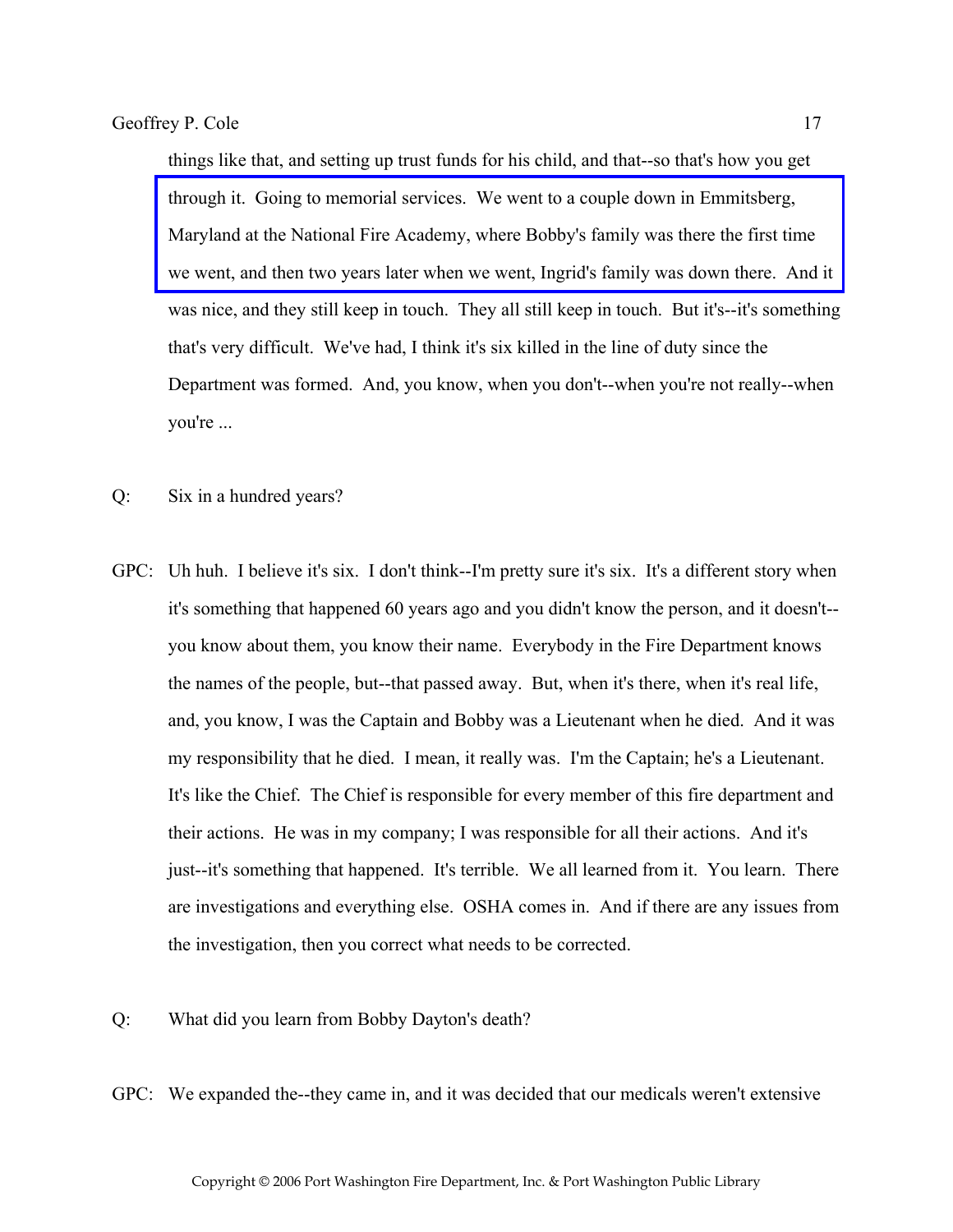things like that, and setting up trust funds for his child, and that--so that's how you get through it. Going to memorial services. We went to a couple down in Emmitsberg, Maryland at the National Fire Academy, where Bobby's family was there the first time we went, and then two years later when we went, Ingrid's family was down there. And it was nice, and they still keep in touch. They all still keep in touch. But it's--it's something that's very difficult. We've had, I think it's six killed in the line of duty since the Department was formed. And, you know, when you don't--when you're not really--when you're ...

Q: Six in a hundred years?

GPC: Uh huh. I believe it's six. I don't think--I'm pretty sure it's six. It's a different story when it's something that happened 60 years ago and you didn't know the person, and it doesn't--you know about them, you know their name. Everybody in the Fire Department knows the names of the people, but--that passed away. But, when it's there, when it's real life, and, you know, I was the Captain and Bobby was a Lieutenant when he died. And it was my responsibility that he died. I mean, it really was. I'm the Captain; he's a Lieutenant. It's like the Chief. The Chief is responsible for every member of this fire department and their actions. He was in my company; I was responsible for all their actions. And it's just--it's something that happened. It's terrible. We all learned from it. You learn. There are investigations and everything else. OSHA comes in. And if there are any issues from the investigation, then you correct what needs to be corrected.

Q: What did you learn from Bobby Dayton's death?

GPC: We expanded the--they came in, and it was decided that our medicals weren't extensive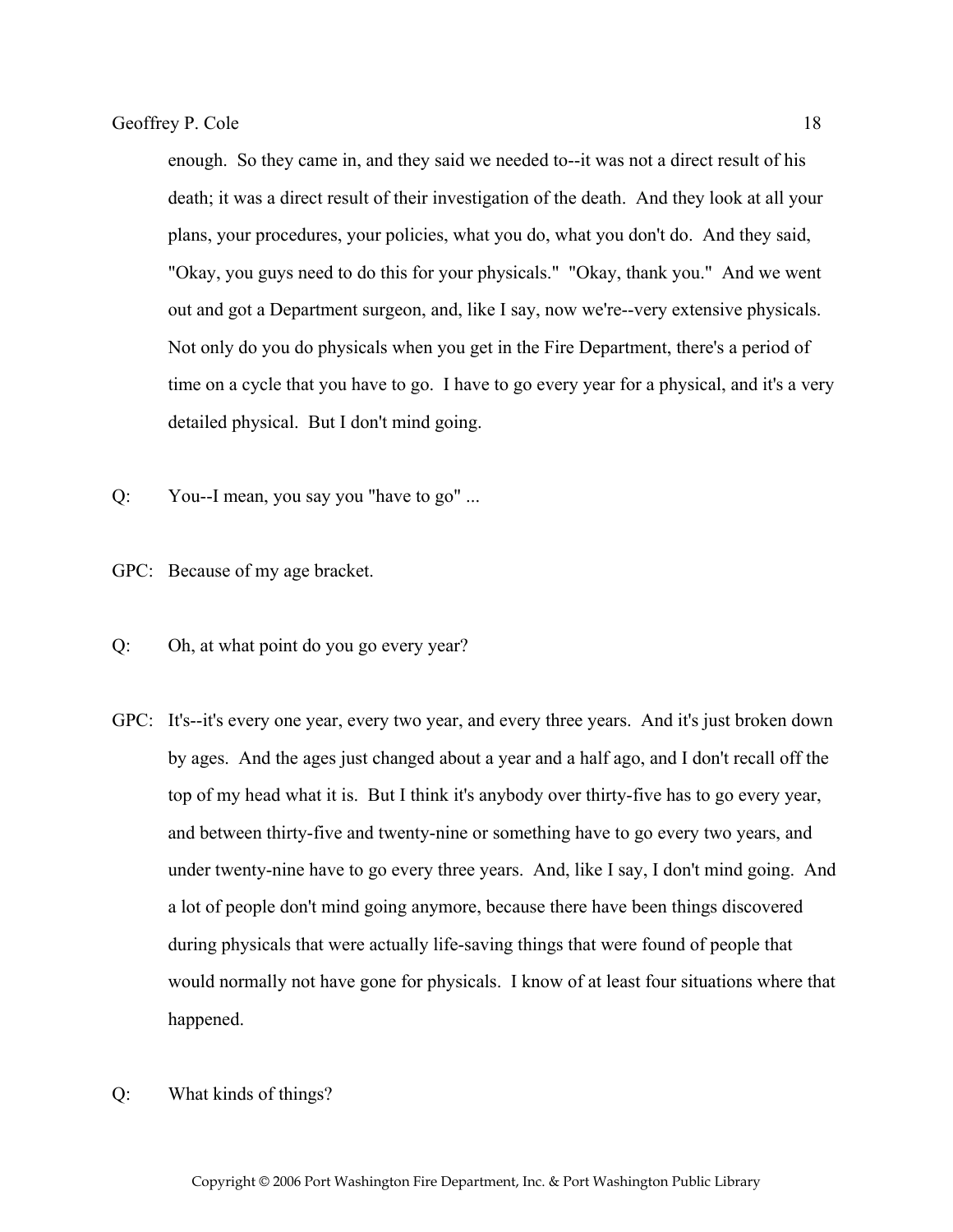enough. So they came in, and they said we needed to--it was not a direct result of his death; it was a direct result of their investigation of the death. And they look at all your plans, your procedures, your policies, what you do, what you don't do. And they said, "Okay, you guys need to do this for your physicals." "Okay, thank you." And we went out and got a Department surgeon, and, like I say, now we're--very extensive physicals. Not only do you do physicals when you get in the Fire Department, there's a period of time on a cycle that you have to go. I have to go every year for a physical, and it's a very detailed physical. But I don't mind going.

Q: You--I mean, you say you "have to go" ...

GPC: Because of my age bracket.

Q: Oh, at what point do you go every year?

GPC: It's--it's every one year, every two year, and every three years. And it's just broken down by ages. And the ages just changed about a year and a half ago, and I don't recall off the top of my head what it is. But I think it's anybody over thirty-five has to go every year, and between thirty-five and twenty-nine or something have to go every two years, and under twenty-nine have to go every three years. And, like I say, I don't mind going. And a lot of people don't mind going anymore, because there have been things discovered during physicals that were actually life-saving things that were found of people that would normally not have gone for physicals. I know of at least four situations where that happened.

Q: What kinds of things?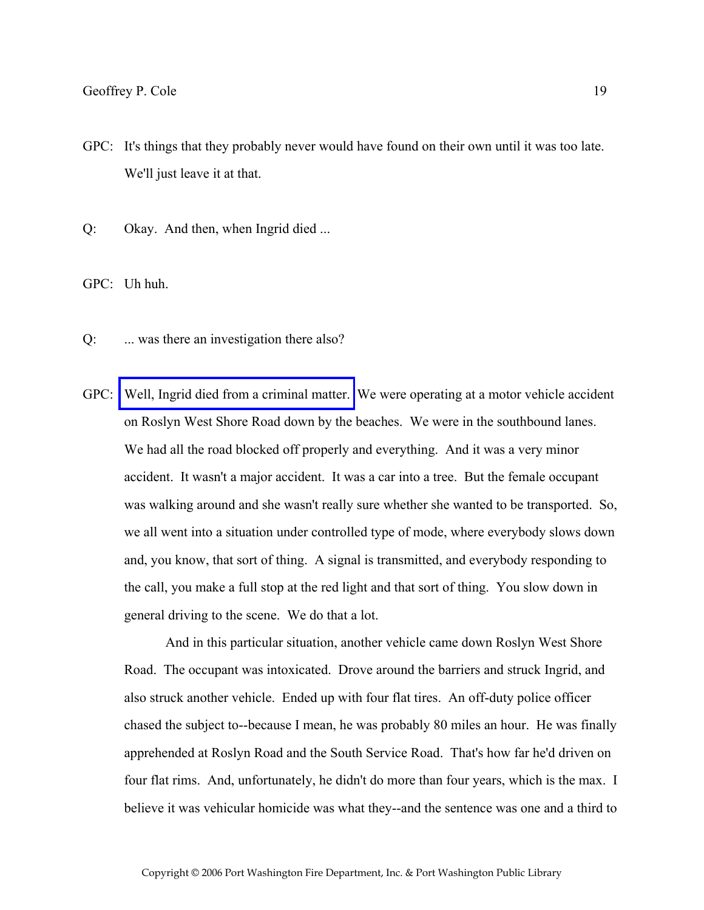GPC: It's things that they probably never would have found on their own until it was too late. We'll just leave it at that.

Q: Okay. And then, when Ingrid died ...

GPC: Uh huh.

Q: ... was there an investigation there also?

GPC: Well, Ingrid died from a criminal matter. We were operating at a motor vehicle accident on Roslyn West Shore Road down by the beaches. We were in the southbound lanes. We had all the road blocked off properly and everything. And it was a very minor accident. It wasn't a major accident. It was a car into a tree. But the female occupant was walking around and she wasn't really sure whether she wanted to be transported. So, we all went into a situation under controlled type of mode, where everybody slows down and, you know, that sort of thing. A signal is transmitted, and everybody responding to the call, you make a full stop at the red light and that sort of thing. You slow down in general driving to the scene. We do that a lot.

And in this particular situation, another vehicle came down Roslyn West Shore Road. The occupant was intoxicated. Drove around the barriers and struck Ingrid, and also struck another vehicle. Ended up with four flat tires. An off-duty police officer chased the subject to--because I mean, he was probably 80 miles an hour. He was finally apprehended at Roslyn Road and the South Service Road. That's how far he'd driven on four flat rims. And, unfortunately, he didn't do more than four years, which is the max. I believe it was vehicular homicide was what they--and the sentence was one and a third to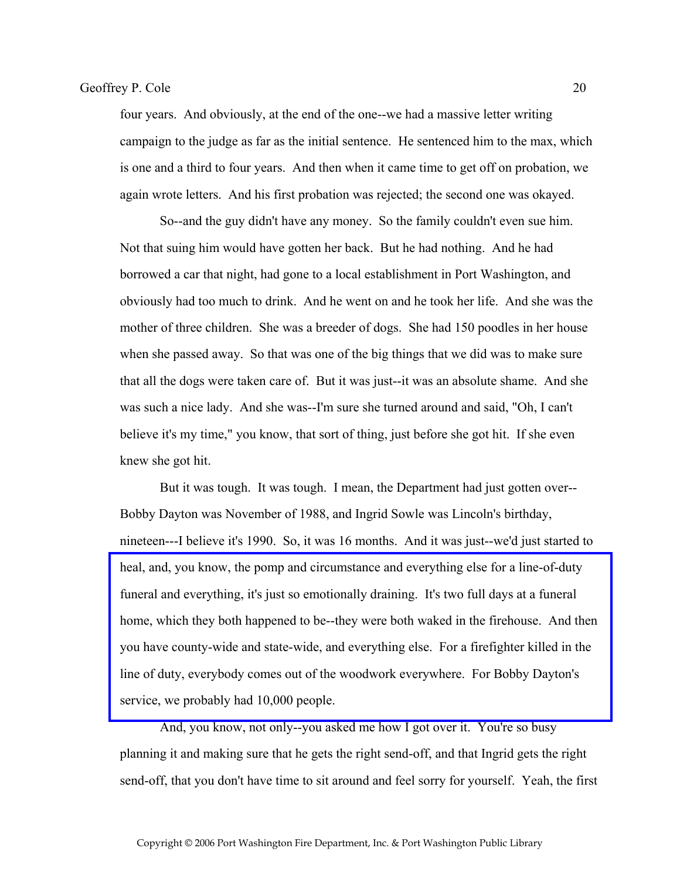four years. And obviously, at the end of the one--we had a massive letter writing campaign to the judge as far as the initial sentence. He sentenced him to the max, which is one and a third to four years. And then when it came time to get off on probation, we again wrote letters. And his first probation was rejected; the second one was okayed.

So--and the guy didn't have any money. So the family couldn't even sue him. Not that suing him would have gotten her back. But he had nothing. And he had borrowed a car that night, had gone to a local establishment in Port Washington, and obviously had too much to drink. And he went on and he took her life. And she was the mother of three children. She was a breeder of dogs. She had 150 poodles in her house when she passed away. So that was one of the big things that we did was to make sure that all the dogs were taken care of. But it was just--it was an absolute shame. And she was such a nice lady. And she was--I'm sure she turned around and said, "Oh, I can't believe it's my time," you know, that sort of thing, just before she got hit. If she even knew she got hit.

But it was tough. It was tough. I mean, the Department had just gotten over--Bobby Dayton was November of 1988, and Ingrid Sowle was Lincoln's birthday, nineteen---I believe it's 1990. So, it was 16 months. And it was just--we'd just started to heal, and, you know, the pomp and circumstance and everything else for a line-of-duty funeral and everything, it's just so emotionally draining. It's two full days at a funeral home, which they both happened to be--they were both waked in the firehouse. And then you have county-wide and state-wide, and everything else. For a firefighter killed in the line of duty, everybody comes out of the woodwork everywhere. For Bobby Dayton's service, we probably had 10,000 people.

And, you know, not only--you asked me how I got over it. You're so busy planning it and making sure that he gets the right send-off, and that Ingrid gets the right send-off, that you don't have time to sit around and feel sorry for yourself. Yeah, the first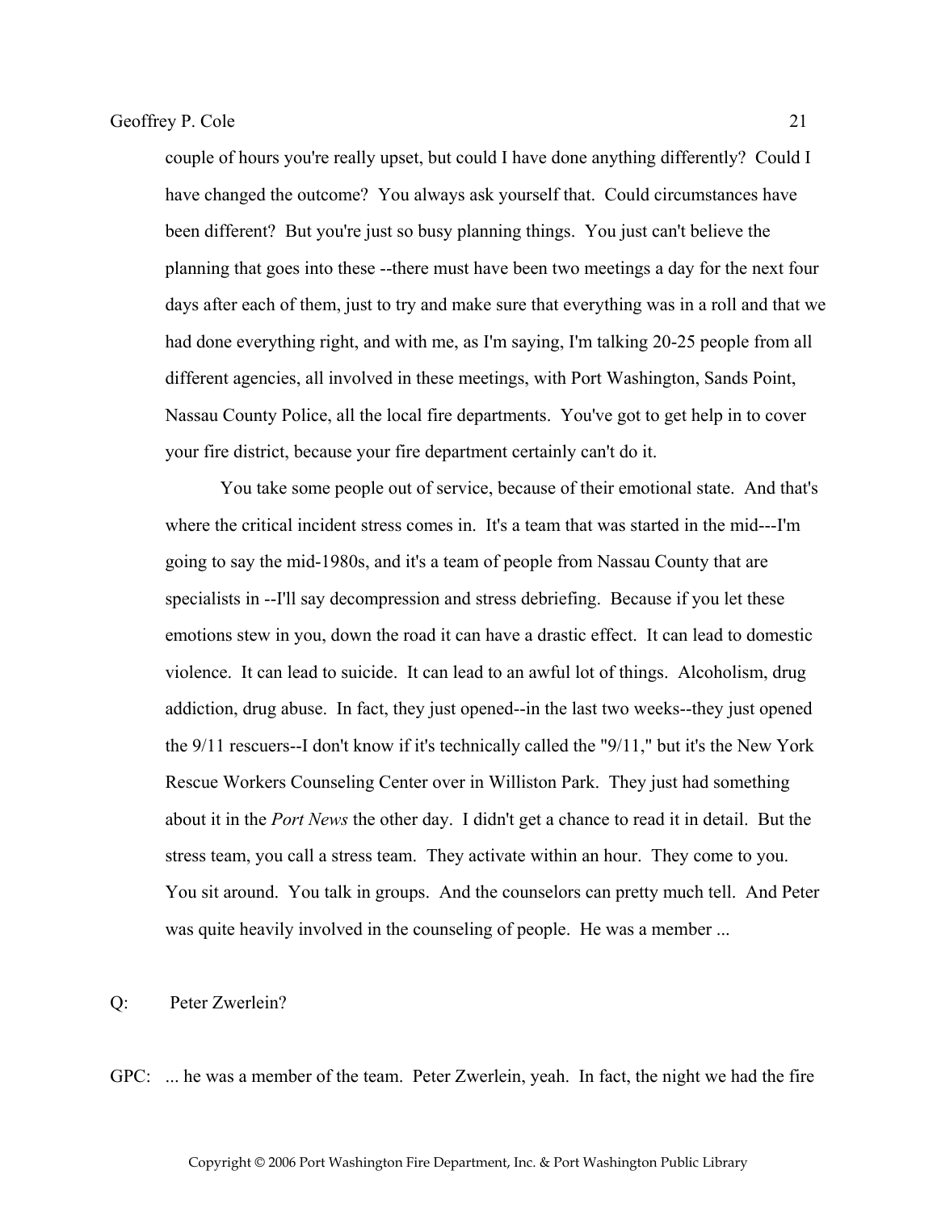couple of hours you're really upset, but could I have done anything differently? Could I have changed the outcome? You always ask yourself that. Could circumstances have been different? But you're just so busy planning things. You just can't believe the planning that goes into these --there must have been two meetings a day for the next four days after each of them, just to try and make sure that everything was in a roll and that we had done everything right, and with me, as I'm saying, I'm talking 20-25 people from all different agencies, all involved in these meetings, with Port Washington, Sands Point, Nassau County Police, all the local fire departments. You've got to get help in to cover your fire district, because your fire department certainly can't do it.

You take some people out of service, because of their emotional state. And that's where the critical incident stress comes in. It's a team that was started in the mid---I'm going to say the mid-1980s, and it's a team of people from Nassau County that are specialists in --I'll say decompression and stress debriefing. Because if you let these emotions stew in you, down the road it can have a drastic effect. It can lead to domestic violence. It can lead to suicide. It can lead to an awful lot of things. Alcoholism, drug addiction, drug abuse. In fact, they just opened--in the last two weeks--they just opened the 9/11 rescuers--I don't know if it's technically called the "9/11," but it's the New York Rescue Workers Counseling Center over in Williston Park. They just had something about it in the *Port News* the other day. I didn't get a chance to read it in detail. But the stress team, you call a stress team. They activate within an hour. They come to you. You sit around. You talk in groups. And the counselors can pretty much tell. And Peter was quite heavily involved in the counseling of people. He was a member ...

Q: Peter Zwerlein?

GPC: ... he was a member of the team. Peter Zwerlein, yeah. In fact, the night we had the fire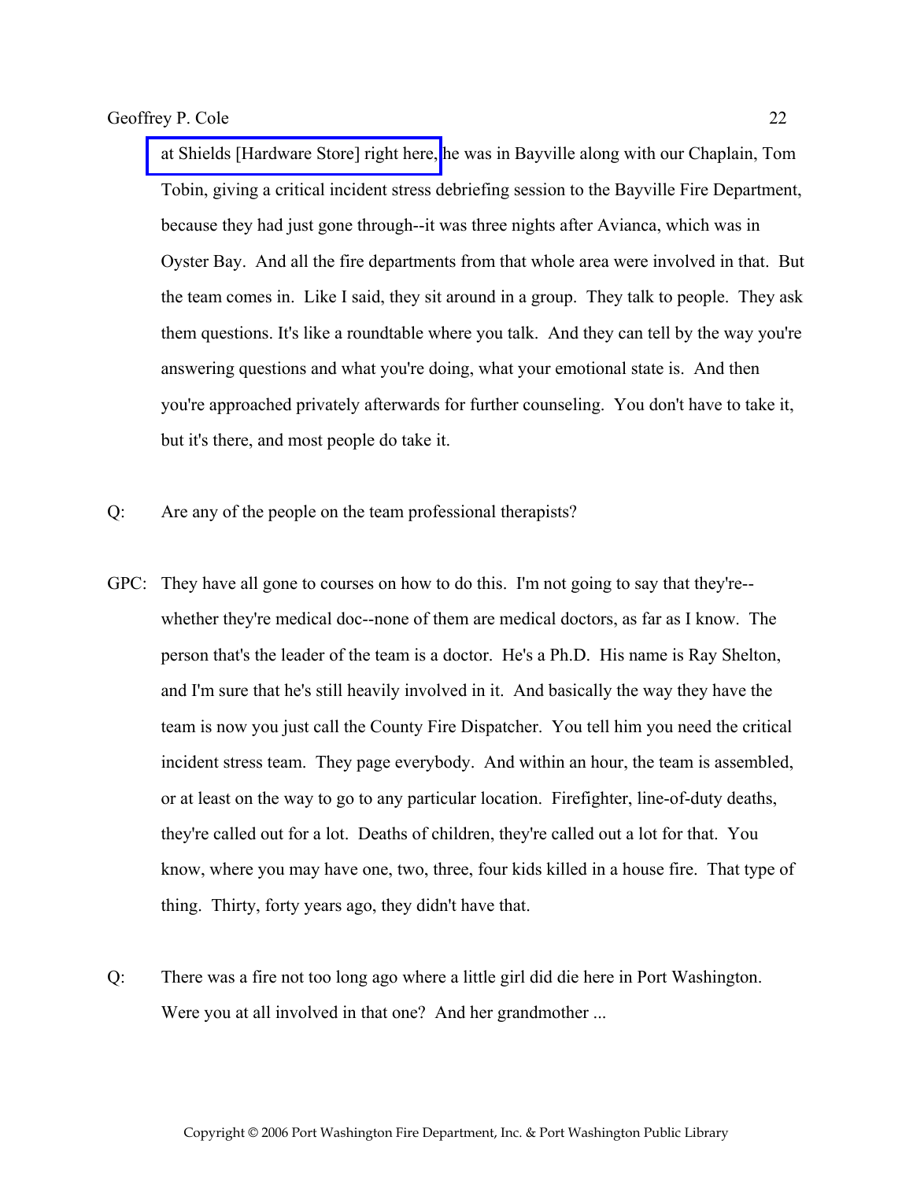at Shields [Hardware Store] right here, he was in Bayville along with our Chaplain, Tom Tobin, giving a critical incident stress debriefing session to the Bayville Fire Department, because they had just gone through--it was three nights after Avianca, which was in Oyster Bay. And all the fire departments from that whole area were involved in that. But the team comes in. Like I said, they sit around in a group. They talk to people. They ask them questions. It's like a roundtable where you talk. And they can tell by the way you're answering questions and what you're doing, what your emotional state is. And then you're approached privately afterwards for further counseling. You don't have to take it, but it's there, and most people do take it.

Q: Are any of the people on the team professional therapists?

GPC: They have all gone to courses on how to do this. I'm not going to say that they're--whether they're medical doc--none of them are medical doctors, as far as I know. The person that's the leader of the team is a doctor. He's a Ph.D. His name is Ray Shelton, and I'm sure that he's still heavily involved in it. And basically the way they have the team is now you just call the County Fire Dispatcher. You tell him you need the critical incident stress team. They page everybody. And within an hour, the team is assembled, or at least on the way to go to any particular location. Firefighter, line-of-duty deaths, they're called out for a lot. Deaths of children, they're called out a lot for that. You know, where you may have one, two, three, four kids killed in a house fire. That type of thing. Thirty, forty years ago, they didn't have that.

Q: There was a fire not too long ago where a little girl did die here in Port Washington. Were you at all involved in that one? And her grandmother ...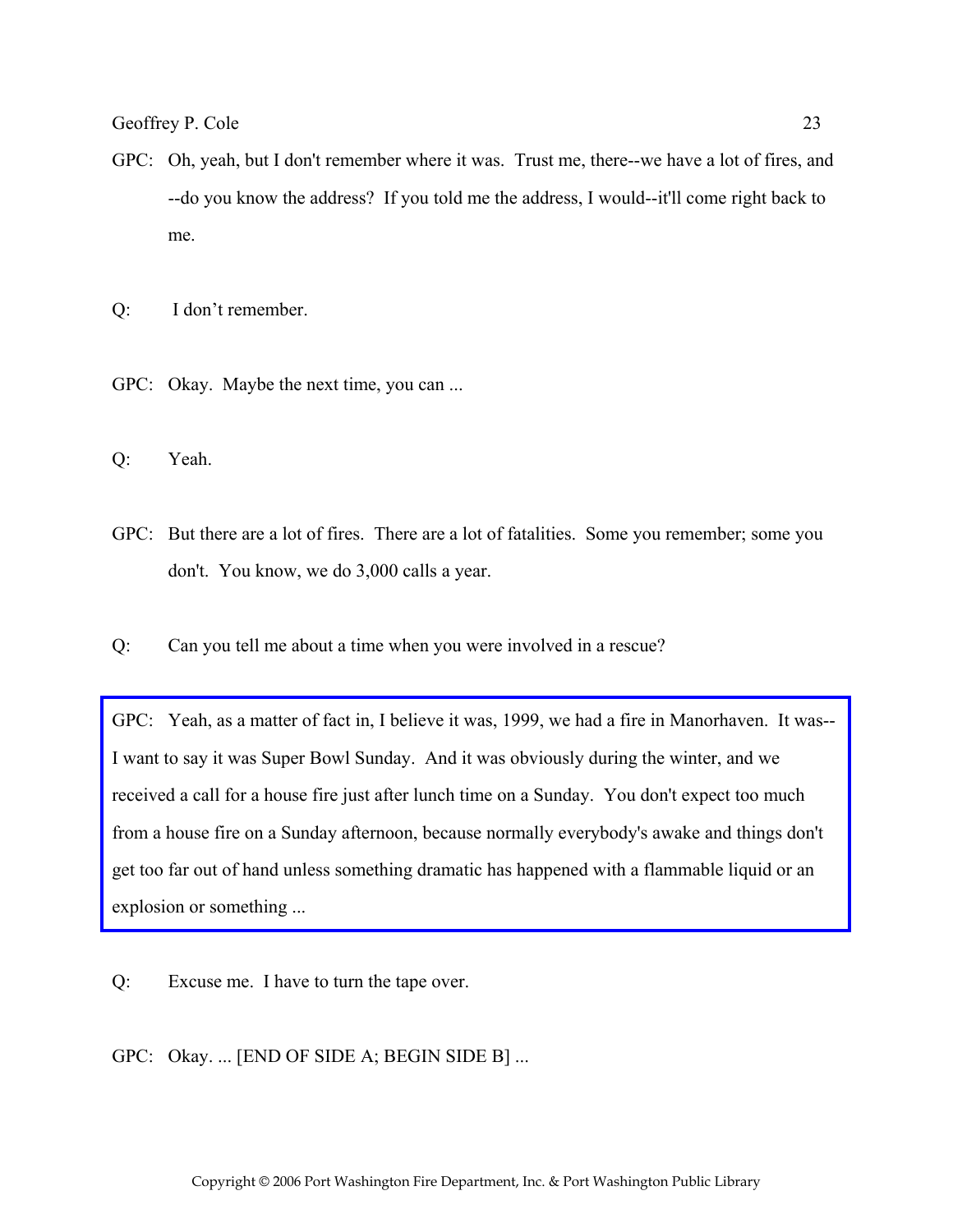GPC: Oh, yeah, but I don't remember where it was. Trust me, there--we have a lot of fires, and --do you know the address? If you told me the address, I would--it'll come right back to me.

Q: I don't remember.

GPC: Okay. Maybe the next time, you can ...

Q: Yeah.

GPC: But there are a lot of fires. There are a lot of fatalities. Some you remember; some you don't. You know, we do 3,000 calls a year.

Q: Can you tell me about a time when you were involved in a rescue?

GPC: Yeah, as a matter of fact in, I believe it was, 1999, we had a fire in Manorhaven. It was--I want to say it was Super Bowl Sunday. And it was obviously during the winter, and we received a call for a house fire just after lunch time on a Sunday. You don't expect too much from a house fire on a Sunday afternoon, because normally everybody's awake and things don't get too far out of hand unless something dramatic has happened with a flammable liquid or an explosion or something ...

Q: Excuse me. I have to turn the tape over.

GPC: Okay. ... [END OF SIDE A; BEGIN SIDE B] ...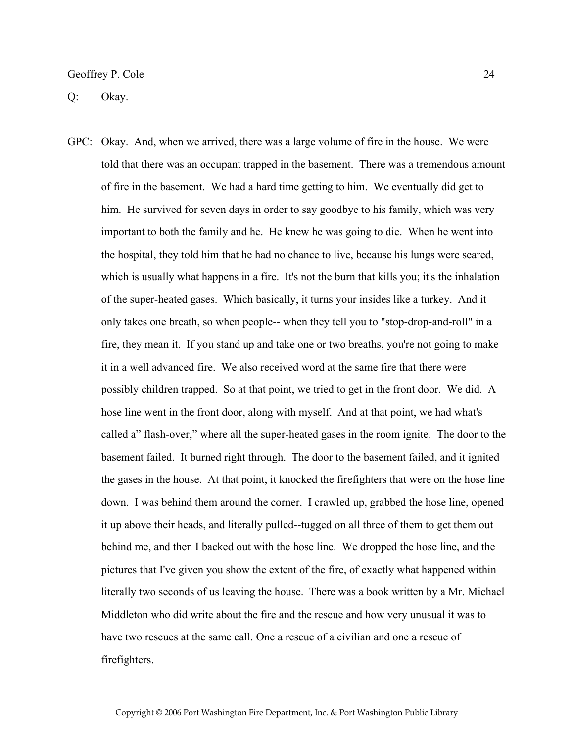Q: Okay.

GPC: Okay. And, when we arrived, there was a large volume of fire in the house. We were told that there was an occupant trapped in the basement. There was a tremendous amount of fire in the basement. We had a hard time getting to him. We eventually did get to him. He survived for seven days in order to say goodbye to his family, which was very important to both the family and he. He knew he was going to die. When he went into the hospital, they told him that he had no chance to live, because his lungs were seared, which is usually what happens in a fire. It's not the burn that kills you; it's the inhalation of the super-heated gases. Which basically, it turns your insides like a turkey. And it only takes one breath, so when people-- when they tell you to "stop-drop-and-roll" in a fire, they mean it. If you stand up and take one or two breaths, you're not going to make it in a well advanced fire. We also received word at the same fire that there were possibly children trapped. So at that point, we tried to get in the front door. We did. A hose line went in the front door, along with myself. And at that point, we had what's called a" flash-over," where all the super-heated gases in the room ignite. The door to the basement failed. It burned right through. The door to the basement failed, and it ignited the gases in the house. At that point, it knocked the firefighters that were on the hose line down. I was behind them around the corner. I crawled up, grabbed the hose line, opened it up above their heads, and literally pulled--tugged on all three of them to get them out behind me, and then I backed out with the hose line. We dropped the hose line, and the pictures that I've given you show the extent of the fire, of exactly what happened within literally two seconds of us leaving the house. There was a book written by a Mr. Michael Middleton who did write about the fire and the rescue and how very unusual it was to have two rescues at the same call. One a rescue of a civilian and one a rescue of firefighters.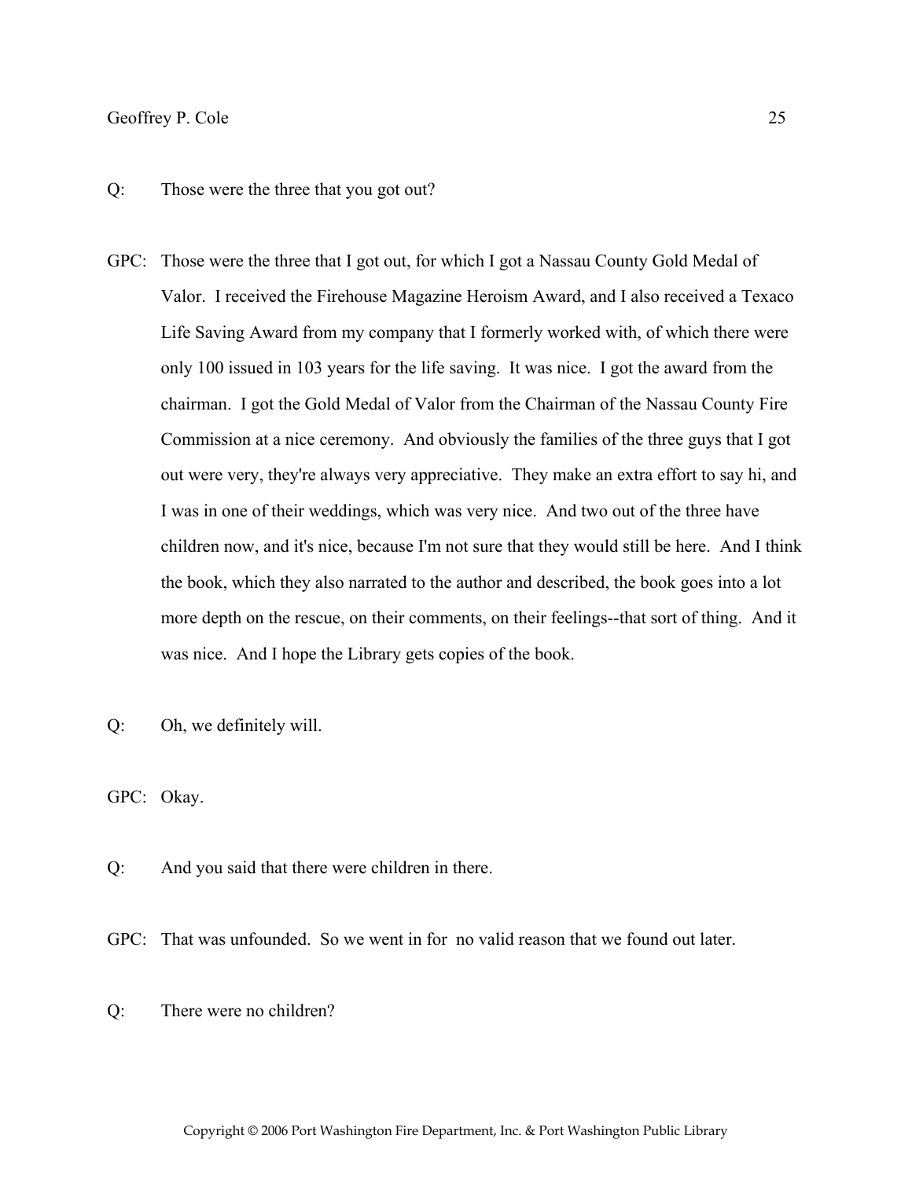Q: Those were the three that you got out?

GPC: Those were the three that I got out, for which I got a Nassau County Gold Medal of Valor. I received the Firehouse Magazine Heroism Award, and I also received a Texaco Life Saving Award from my company that I formerly worked with, of which there were only 100 issued in 103 years for the life saving. It was nice. I got the award from the chairman. I got the Gold Medal of Valor from the Chairman of the Nassau County Fire Commission at a nice ceremony. And obviously the families of the three guys that I got out were very, they're always very appreciative. They make an extra effort to say hi, and I was in one of their weddings, which was very nice. And two out of the three have children now, and it's nice, because I'm not sure that they would still be here. And I think the book, which they also narrated to the author and described, the book goes into a lot more depth on the rescue, on their comments, on their feelings--that sort of thing. And it was nice. And I hope the Library gets copies of the book.

Q: Oh, we definitely will.

GPC: Okay.

Q: And you said that there were children in there.

GPC: That was unfounded. So we went in for no valid reason that we found out later.

Q: There were no children?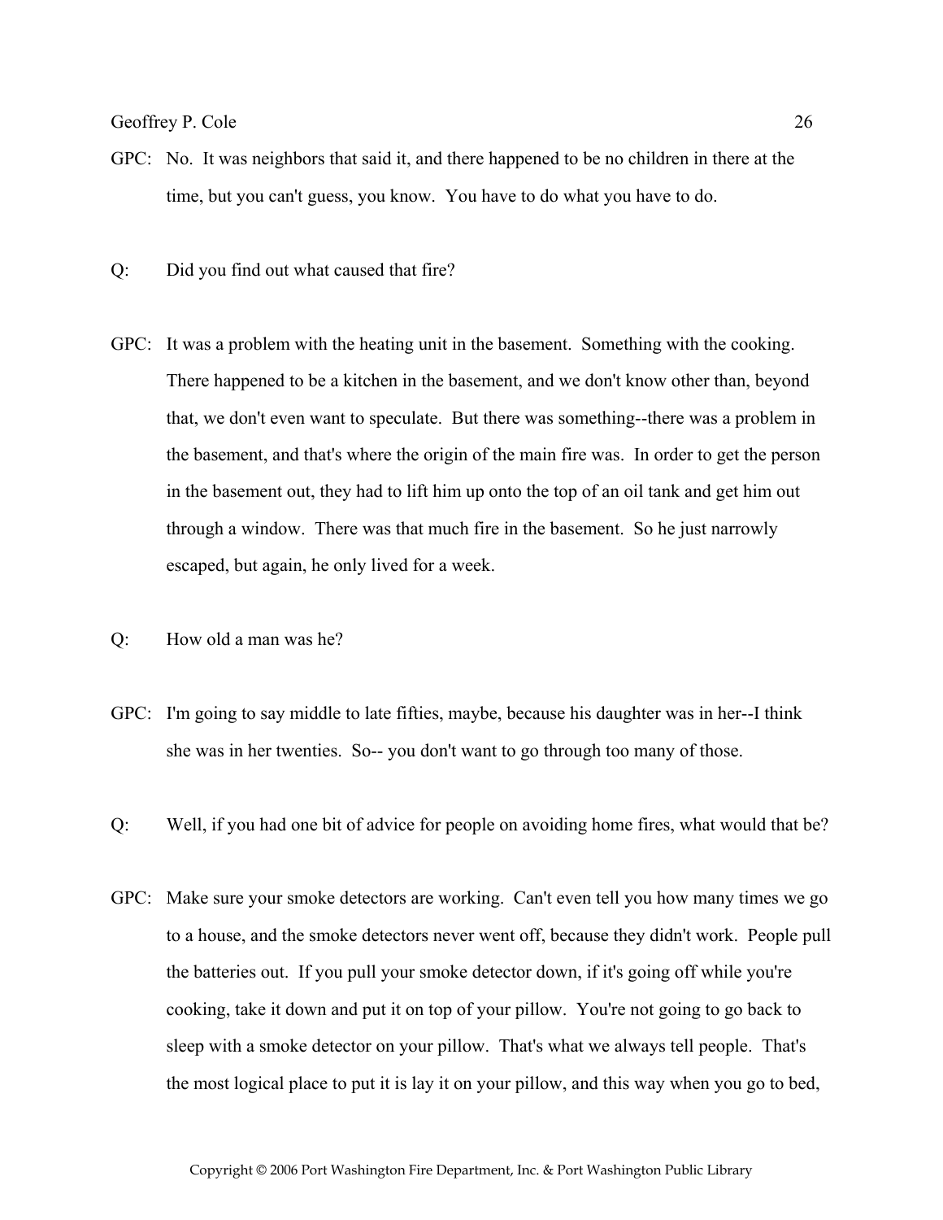GPC: No. It was neighbors that said it, and there happened to be no children in there at the time, but you can't guess, you know. You have to do what you have to do.

Q: Did you find out what caused that fire?

GPC: It was a problem with the heating unit in the basement. Something with the cooking. There happened to be a kitchen in the basement, and we don't know other than, beyond that, we don't even want to speculate. But there was something--there was a problem in the basement, and that's where the origin of the main fire was. In order to get the person in the basement out, they had to lift him up onto the top of an oil tank and get him out through a window. There was that much fire in the basement. So he just narrowly escaped, but again, he only lived for a week.

Q: How old a man was he?

GPC: I'm going to say middle to late fifties, maybe, because his daughter was in her--I think she was in her twenties. So-- you don't want to go through too many of those.

Q: Well, if you had one bit of advice for people on avoiding home fires, what would that be?

GPC: Make sure your smoke detectors are working. Can't even tell you how many times we go to a house, and the smoke detectors never went off, because they didn't work. People pull the batteries out. If you pull your smoke detector down, if it's going off while you're cooking, take it down and put it on top of your pillow. You're not going to go back to sleep with a smoke detector on your pillow. That's what we always tell people. That's the most logical place to put it is lay it on your pillow, and this way when you go to bed,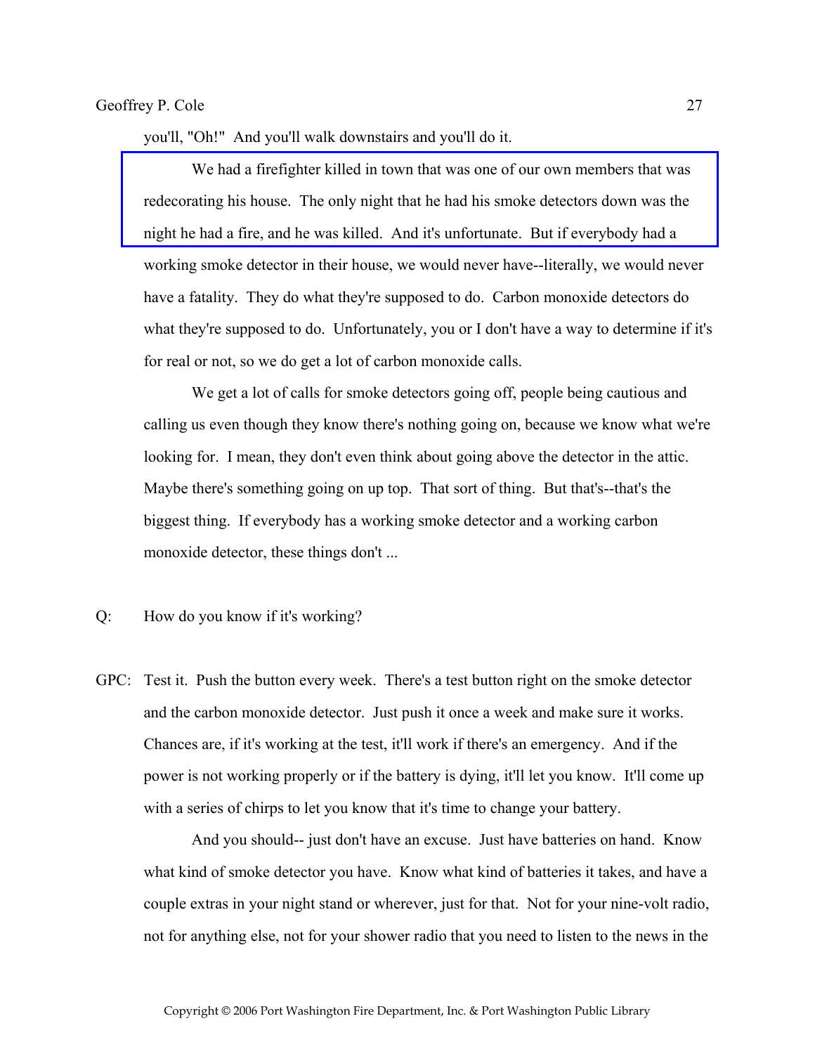you'll, "Oh!" And you'll walk downstairs and you'll do it.

We had a firefighter killed in town that was one of our own members that was redecorating his house. The only night that he had his smoke detectors down was the night he had a fire, and he was killed. And it's unfortunate. But if everybody had a working smoke detector in their house, we would never have--literally, we would never have a fatality. They do what they're supposed to do. Carbon monoxide detectors do what they're supposed to do. Unfortunately, you or I don't have a way to determine if it's for real or not, so we do get a lot of carbon monoxide calls.

We get a lot of calls for smoke detectors going off, people being cautious and calling us even though they know there's nothing going on, because we know what we're looking for. I mean, they don't even think about going above the detector in the attic. Maybe there's something going on up top. That sort of thing. But that's--that's the biggest thing. If everybody has a working smoke detector and a working carbon monoxide detector, these things don't ...

Q: How do you know if it's working?

GPC: Test it. Push the button every week. There's a test button right on the smoke detector and the carbon monoxide detector. Just push it once a week and make sure it works. Chances are, if it's working at the test, it'll work if there's an emergency. And if the power is not working properly or if the battery is dying, it'll let you know. It'll come up with a series of chirps to let you know that it's time to change your battery.

And you should-- just don't have an excuse. Just have batteries on hand. Know what kind of smoke detector you have. Know what kind of batteries it takes, and have a couple extras in your night stand or wherever, just for that. Not for your nine-volt radio, not for anything else, not for your shower radio that you need to listen to the news in the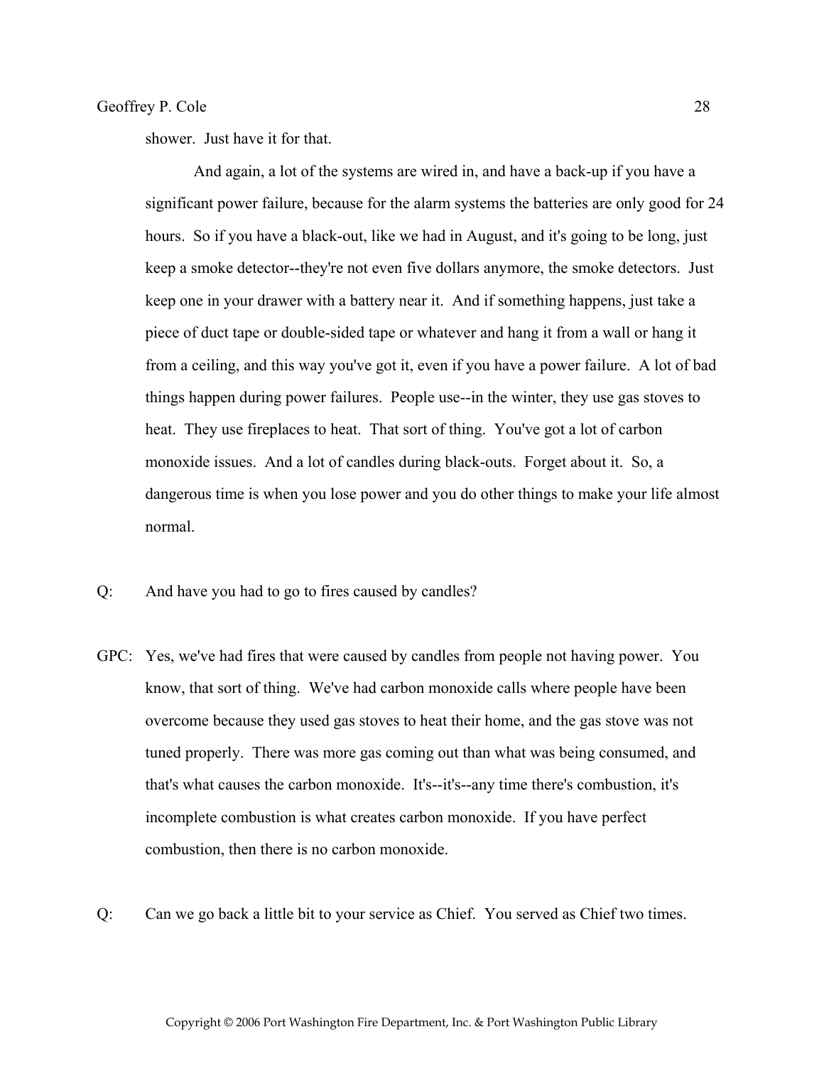shower. Just have it for that.

And again, a lot of the systems are wired in, and have a back-up if you have a significant power failure, because for the alarm systems the batteries are only good for 24 hours. So if you have a black-out, like we had in August, and it's going to be long, just keep a smoke detector--they're not even five dollars anymore, the smoke detectors. Just keep one in your drawer with a battery near it. And if something happens, just take a piece of duct tape or double-sided tape or whatever and hang it from a wall or hang it from a ceiling, and this way you've got it, even if you have a power failure. A lot of bad things happen during power failures. People use--in the winter, they use gas stoves to heat. They use fireplaces to heat. That sort of thing. You've got a lot of carbon monoxide issues. And a lot of candles during black-outs. Forget about it. So, a dangerous time is when you lose power and you do other things to make your life almost normal.

Q: And have you had to go to fires caused by candles?

GPC: Yes, we've had fires that were caused by candles from people not having power. You know, that sort of thing. We've had carbon monoxide calls where people have been overcome because they used gas stoves to heat their home, and the gas stove was not tuned properly. There was more gas coming out than what was being consumed, and that's what causes the carbon monoxide. It's--it's--any time there's combustion, it's incomplete combustion is what creates carbon monoxide. If you have perfect combustion, then there is no carbon monoxide.

Q: Can we go back a little bit to your service as Chief. You served as Chief two times.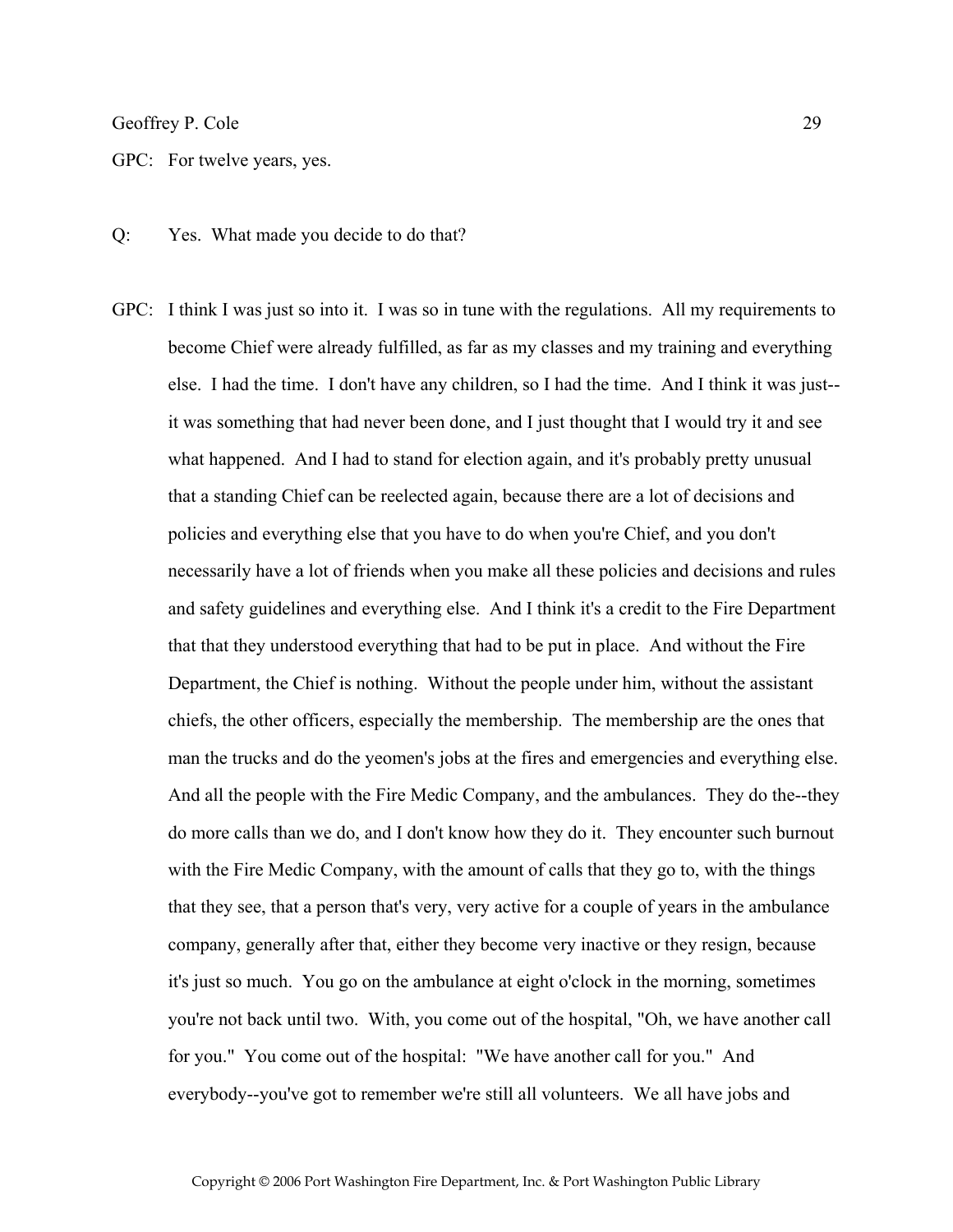GPC: For twelve years, yes.

Q: Yes. What made you decide to do that?

GPC: I think I was just so into it. I was so in tune with the regulations. All my requirements to become Chief were already fulfilled, as far as my classes and my training and everything else. I had the time. I don't have any children, so I had the time. And I think it was just--it was something that had never been done, and I just thought that I would try it and see what happened. And I had to stand for election again, and it's probably pretty unusual that a standing Chief can be reelected again, because there are a lot of decisions and policies and everything else that you have to do when you're Chief, and you don't necessarily have a lot of friends when you make all these policies and decisions and rules and safety guidelines and everything else. And I think it's a credit to the Fire Department that that they understood everything that had to be put in place. And without the Fire Department, the Chief is nothing. Without the people under him, without the assistant chiefs, the other officers, especially the membership. The membership are the ones that man the trucks and do the yeomen's jobs at the fires and emergencies and everything else. And all the people with the Fire Medic Company, and the ambulances. They do the--they do more calls than we do, and I don't know how they do it. They encounter such burnout with the Fire Medic Company, with the amount of calls that they go to, with the things that they see, that a person that's very, very active for a couple of years in the ambulance company, generally after that, either they become very inactive or they resign, because it's just so much. You go on the ambulance at eight o'clock in the morning, sometimes you're not back until two. With, you come out of the hospital, "Oh, we have another call for you." You come out of the hospital: "We have another call for you." And everybody--you've got to remember we're still all volunteers. We all have jobs and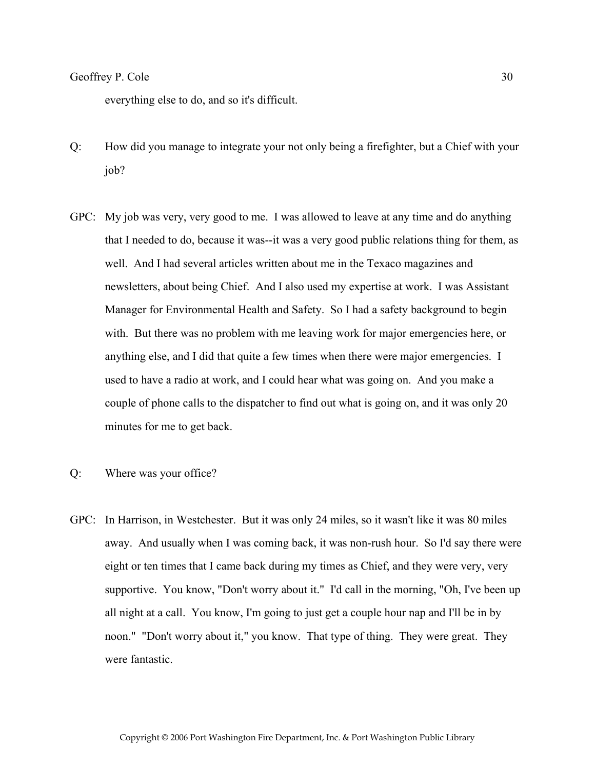everything else to do, and so it's difficult.

Q: How did you manage to integrate your not only being a firefighter, but a Chief with your job?

GPC: My job was very, very good to me. I was allowed to leave at any time and do anything that I needed to do, because it was--it was a very good public relations thing for them, as well. And I had several articles written about me in the Texaco magazines and newsletters, about being Chief. And I also used my expertise at work. I was Assistant Manager for Environmental Health and Safety. So I had a safety background to begin with. But there was no problem with me leaving work for major emergencies here, or anything else, and I did that quite a few times when there were major emergencies. I used to have a radio at work, and I could hear what was going on. And you make a couple of phone calls to the dispatcher to find out what is going on, and it was only 20 minutes for me to get back.

Q: Where was your office?

GPC: In Harrison, in Westchester. But it was only 24 miles, so it wasn't like it was 80 miles away. And usually when I was coming back, it was non-rush hour. So I'd say there were eight or ten times that I came back during my times as Chief, and they were very, very supportive. You know, "Don't worry about it." I'd call in the morning, "Oh, I've been up all night at a call. You know, I'm going to just get a couple hour nap and I'll be in by noon." "Don't worry about it," you know. That type of thing. They were great. They were fantastic.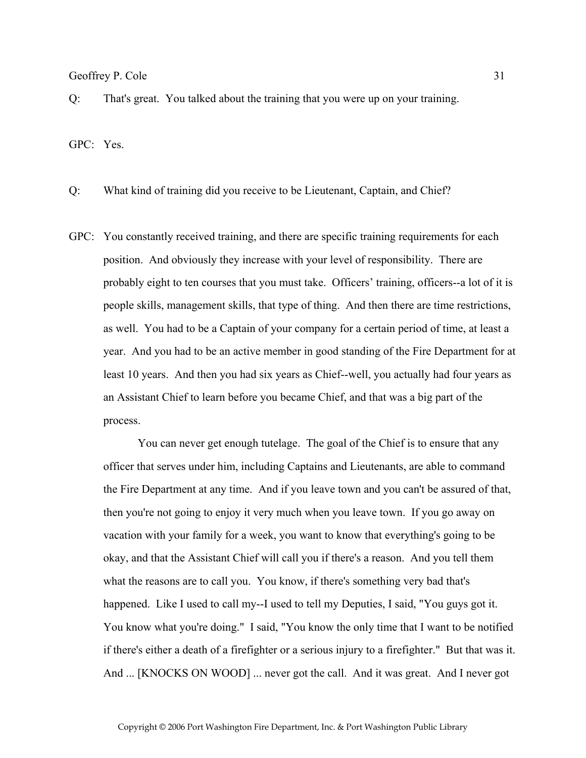Q: That's great. You talked about the training that you were up on your training.

GPC: Yes.

Q: What kind of training did you receive to be Lieutenant, Captain, and Chief?

GPC: You constantly received training, and there are specific training requirements for each position. And obviously they increase with your level of responsibility. There are probably eight to ten courses that you must take. Officers' training, officers--a lot of it is people skills, management skills, that type of thing. And then there are time restrictions, as well. You had to be a Captain of your company for a certain period of time, at least a year. And you had to be an active member in good standing of the Fire Department for at least 10 years. And then you had six years as Chief--well, you actually had four years as an Assistant Chief to learn before you became Chief, and that was a big part of the process.

You can never get enough tutelage. The goal of the Chief is to ensure that any officer that serves under him, including Captains and Lieutenants, are able to command the Fire Department at any time. And if you leave town and you can't be assured of that, then you're not going to enjoy it very much when you leave town. If you go away on vacation with your family for a week, you want to know that everything's going to be okay, and that the Assistant Chief will call you if there's a reason. And you tell them what the reasons are to call you. You know, if there's something very bad that's happened. Like I used to call my--I used to tell my Deputies, I said, "You guys got it. You know what you're doing." I said, "You know the only time that I want to be notified if there's either a death of a firefighter or a serious injury to a firefighter." But that was it. And ... [KNOCKS ON WOOD] ... never got the call. And it was great. And I never got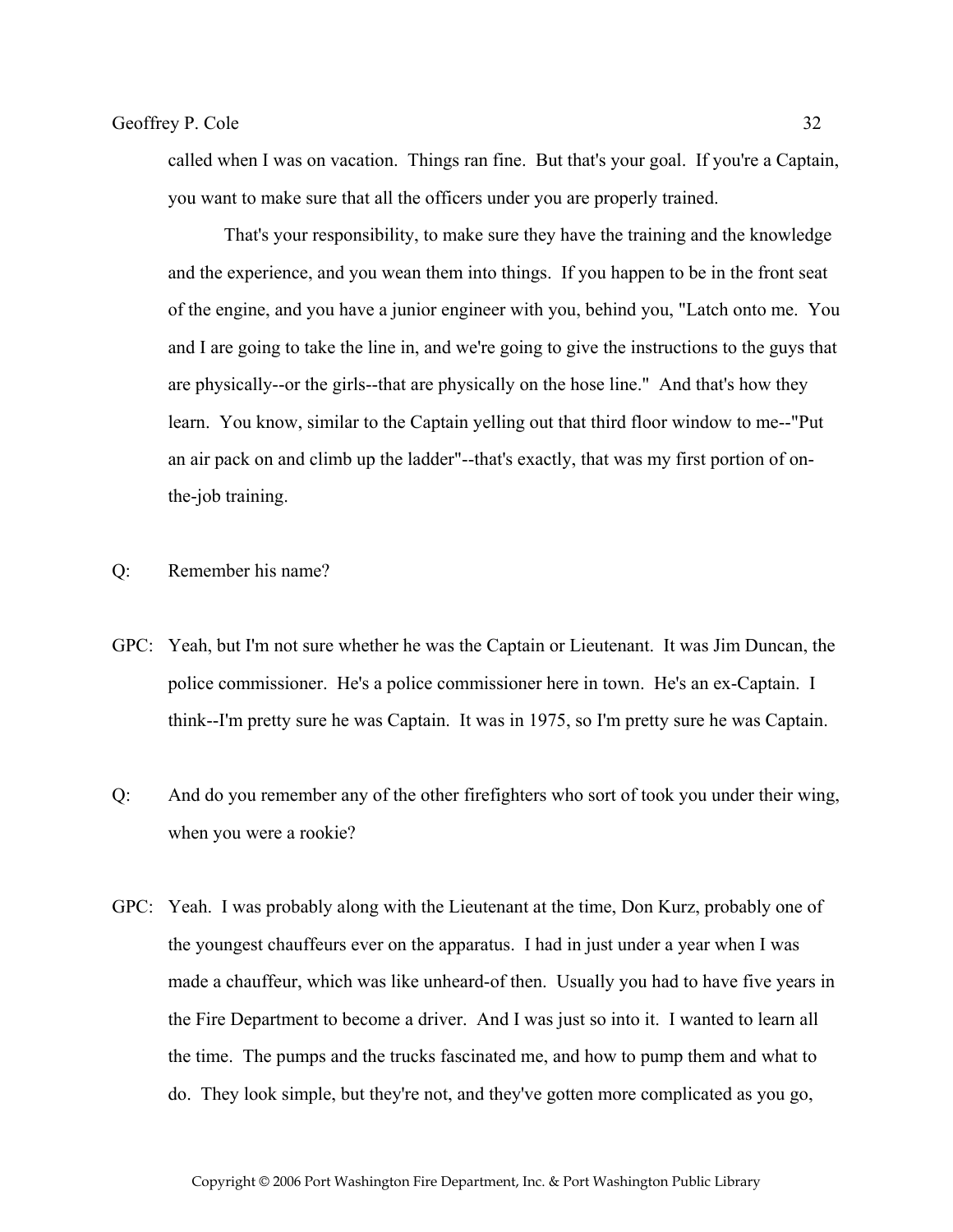called when I was on vacation. Things ran fine. But that's your goal. If you're a Captain, you want to make sure that all the officers under you are properly trained.

That's your responsibility, to make sure they have the training and the knowledge and the experience, and you wean them into things. If you happen to be in the front seat of the engine, and you have a junior engineer with you, behind you, "Latch onto me. You and I are going to take the line in, and we're going to give the instructions to the guys that are physically--or the girls--that are physically on the hose line." And that's how they learn. You know, similar to the Captain yelling out that third floor window to me--"Put an air pack on and climb up the ladder"--that's exactly, that was my first portion of on-the-job training.

Q: Remember his name?

GPC: Yeah, but I'm not sure whether he was the Captain or Lieutenant. It was Jim Duncan, the police commissioner. He's a police commissioner here in town. He's an ex-Captain. I think--I'm pretty sure he was Captain. It was in 1975, so I'm pretty sure he was Captain.

Q: And do you remember any of the other firefighters who sort of took you under their wing, when you were a rookie?

GPC: Yeah. I was probably along with the Lieutenant at the time, Don Kurz, probably one of the youngest chauffeurs ever on the apparatus. I had in just under a year when I was made a chauffeur, which was like unheard-of then. Usually you had to have five years in the Fire Department to become a driver. And I was just so into it. I wanted to learn all the time. The pumps and the trucks fascinated me, and how to pump them and what to do. They look simple, but they're not, and they've gotten more complicated as you go,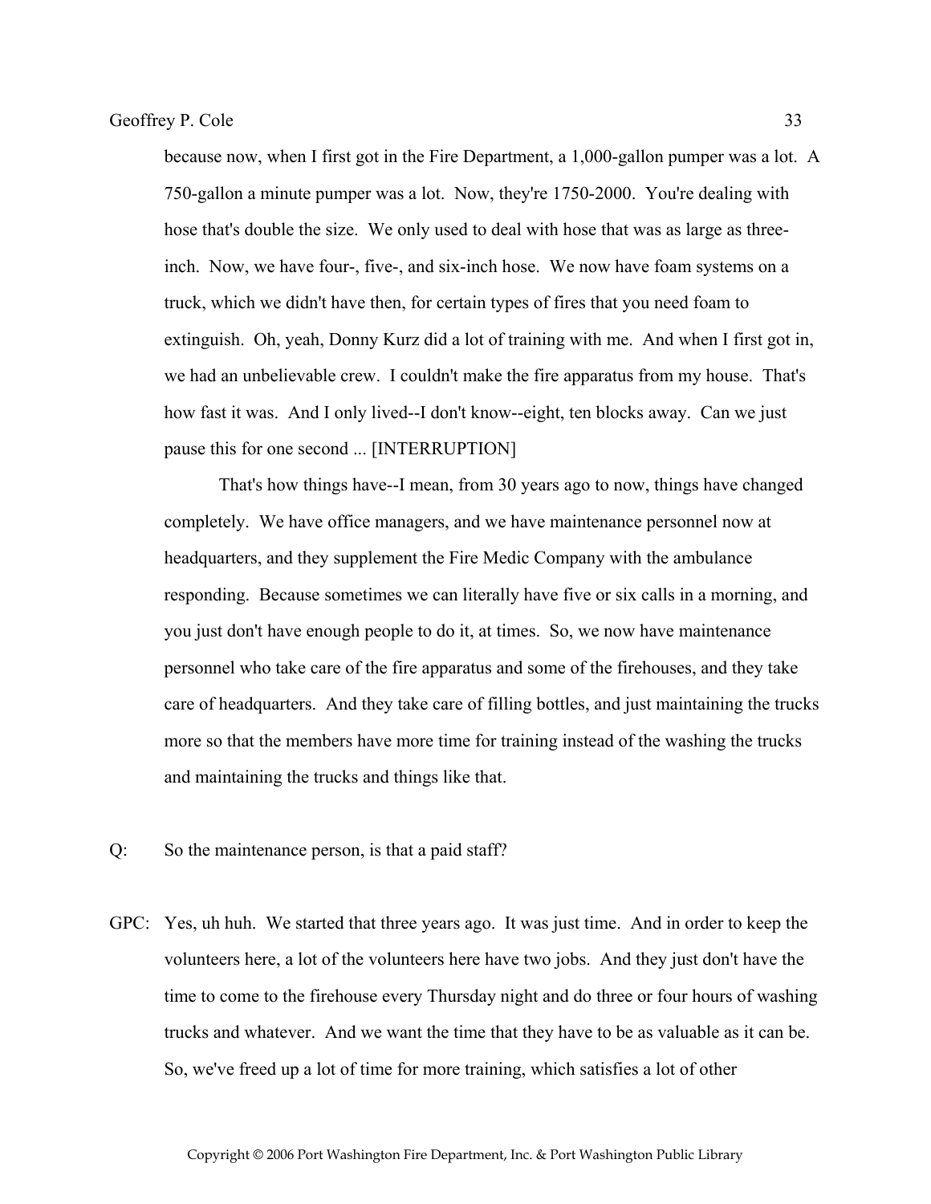because now, when I first got in the Fire Department, a 1,000-gallon pumper was a lot. A 750-gallon a minute pumper was a lot. Now, they're 1750-2000. You're dealing with hose that's double the size. We only used to deal with hose that was as large as three-inch. Now, we have four-, five-, and six-inch hose. We now have foam systems on a truck, which we didn't have then, for certain types of fires that you need foam to extinguish. Oh, yeah, Donny Kurz did a lot of training with me. And when I first got in, we had an unbelievable crew. I couldn't make the fire apparatus from my house. That's how fast it was. And I only lived--I don't know--eight, ten blocks away. Can we just pause this for one second ... [INTERRUPTION]

That's how things have--I mean, from 30 years ago to now, things have changed completely. We have office managers, and we have maintenance personnel now at headquarters, and they supplement the Fire Medic Company with the ambulance responding. Because sometimes we can literally have five or six calls in a morning, and you just don't have enough people to do it, at times. So, we now have maintenance personnel who take care of the fire apparatus and some of the firehouses, and they take care of headquarters. And they take care of filling bottles, and just maintaining the trucks more so that the members have more time for training instead of the washing the trucks and maintaining the trucks and things like that.

Q: So the maintenance person, is that a paid staff?

GPC: Yes, uh huh. We started that three years ago. It was just time. And in order to keep the volunteers here, a lot of the volunteers here have two jobs. And they just don't have the time to come to the firehouse every Thursday night and do three or four hours of washing trucks and whatever. And we want the time that they have to be as valuable as it can be. So, we've freed up a lot of time for more training, which satisfies a lot of other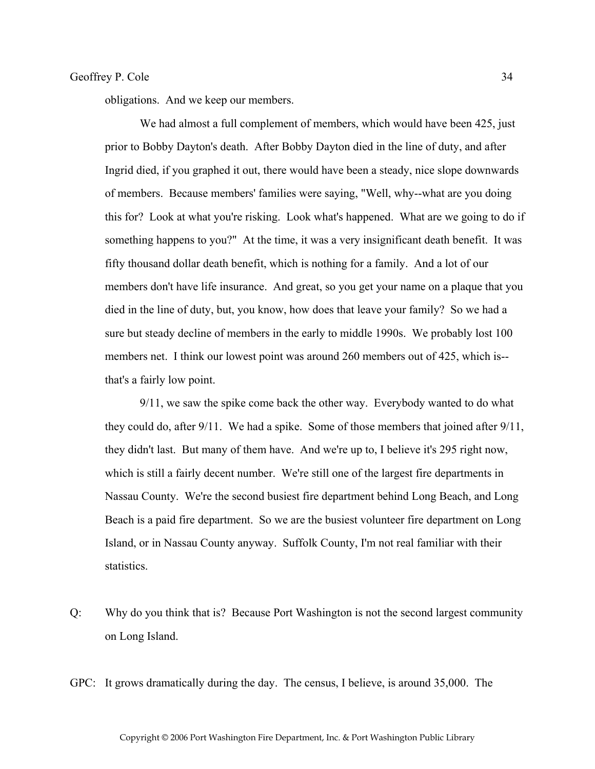obligations. And we keep our members.

We had almost a full complement of members, which would have been 425, just prior to Bobby Dayton's death. After Bobby Dayton died in the line of duty, and after Ingrid died, if you graphed it out, there would have been a steady, nice slope downwards of members. Because members' families were saying, "Well, why--what are you doing this for? Look at what you're risking. Look what's happened. What are we going to do if something happens to you?" At the time, it was a very insignificant death benefit. It was fifty thousand dollar death benefit, which is nothing for a family. And a lot of our members don't have life insurance. And great, so you get your name on a plaque that you died in the line of duty, but, you know, how does that leave your family? So we had a sure but steady decline of members in the early to middle 1990s. We probably lost 100 members net. I think our lowest point was around 260 members out of 425, which is--that's a fairly low point.

9/11, we saw the spike come back the other way. Everybody wanted to do what they could do, after 9/11. We had a spike. Some of those members that joined after 9/11, they didn't last. But many of them have. And we're up to, I believe it's 295 right now, which is still a fairly decent number. We're still one of the largest fire departments in Nassau County. We're the second busiest fire department behind Long Beach, and Long Beach is a paid fire department. So we are the busiest volunteer fire department on Long Island, or in Nassau County anyway. Suffolk County, I'm not real familiar with their statistics.

Q: Why do you think that is? Because Port Washington is not the second largest community on Long Island.

GPC: It grows dramatically during the day. The census, I believe, is around 35,000. The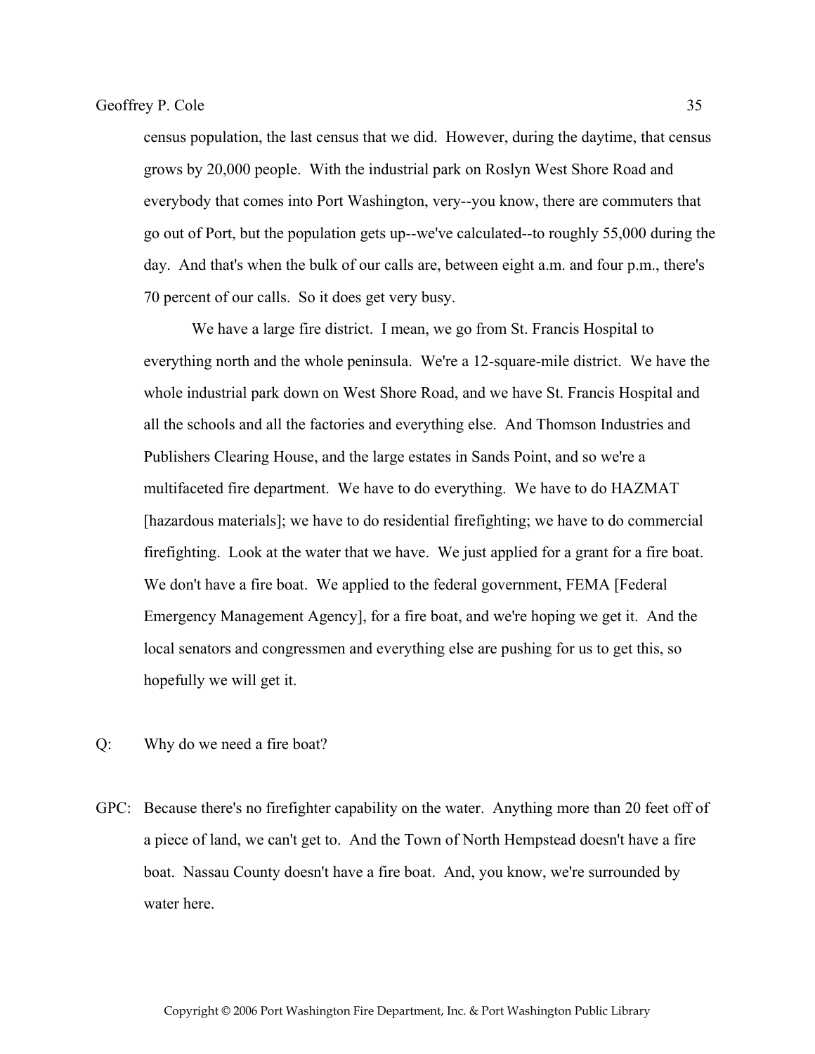census population, the last census that we did. However, during the daytime, that census grows by 20,000 people. With the industrial park on Roslyn West Shore Road and everybody that comes into Port Washington, very--you know, there are commuters that go out of Port, but the population gets up--we've calculated--to roughly 55,000 during the day. And that's when the bulk of our calls are, between eight a.m. and four p.m., there's 70 percent of our calls. So it does get very busy.

We have a large fire district. I mean, we go from St. Francis Hospital to everything north and the whole peninsula. We're a 12-square-mile district. We have the whole industrial park down on West Shore Road, and we have St. Francis Hospital and all the schools and all the factories and everything else. And Thomson Industries and Publishers Clearing House, and the large estates in Sands Point, and so we're a multifaceted fire department. We have to do everything. We have to do HAZMAT [hazardous materials]; we have to do residential firefighting; we have to do commercial firefighting. Look at the water that we have. We just applied for a grant for a fire boat. We don't have a fire boat. We applied to the federal government, FEMA [Federal Emergency Management Agency], for a fire boat, and we're hoping we get it. And the local senators and congressmen and everything else are pushing for us to get this, so hopefully we will get it.

Q: Why do we need a fire boat?

GPC: Because there's no firefighter capability on the water. Anything more than 20 feet off of a piece of land, we can't get to. And the Town of North Hempstead doesn't have a fire boat. Nassau County doesn't have a fire boat. And, you know, we're surrounded by water here.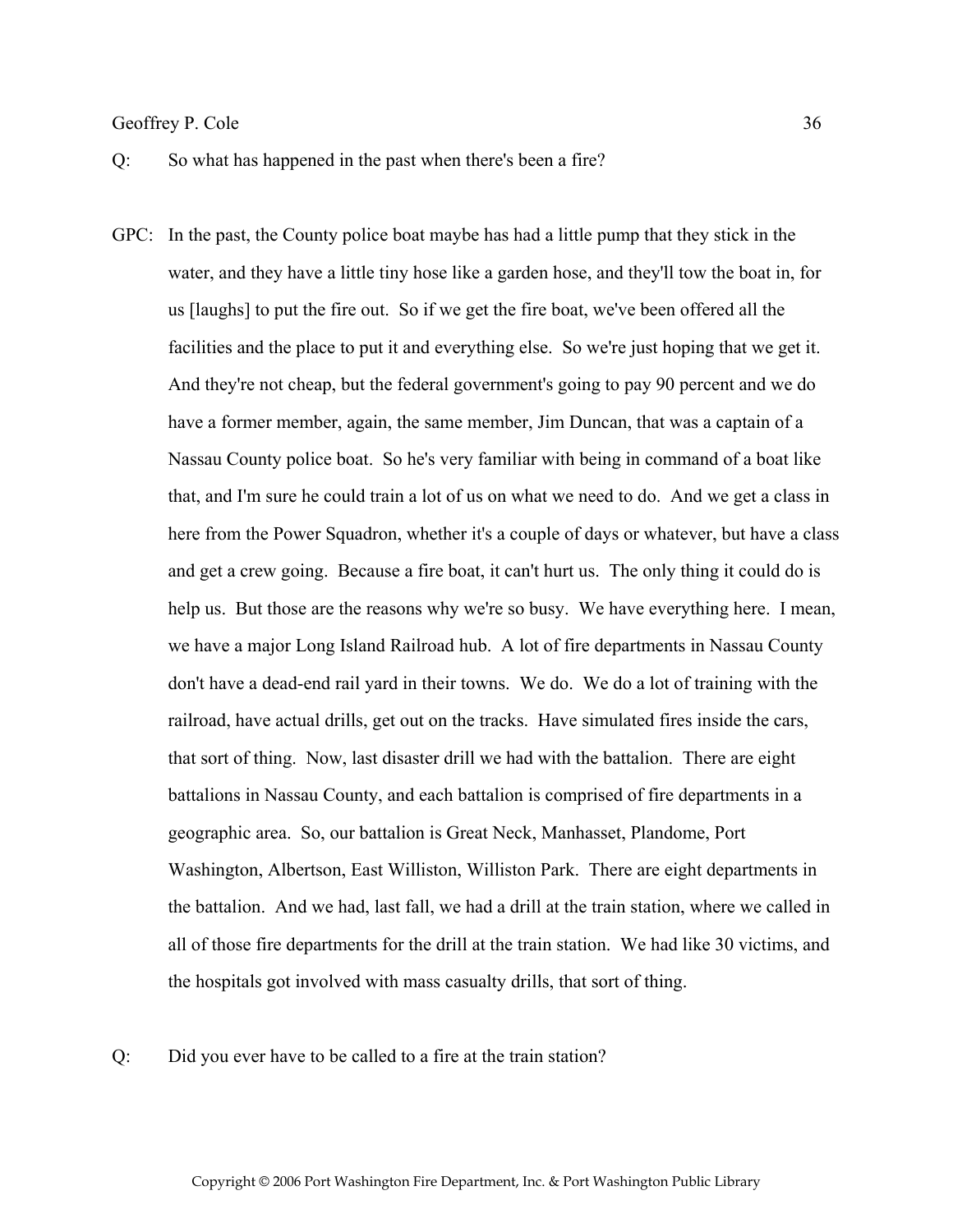Q: So what has happened in the past when there's been a fire?

GPC: In the past, the County police boat maybe has had a little pump that they stick in the water, and they have a little tiny hose like a garden hose, and they'll tow the boat in, for us [laughs] to put the fire out. So if we get the fire boat, we've been offered all the facilities and the place to put it and everything else. So we're just hoping that we get it. And they're not cheap, but the federal government's going to pay 90 percent and we do have a former member, again, the same member, Jim Duncan, that was a captain of a Nassau County police boat. So he's very familiar with being in command of a boat like that, and I'm sure he could train a lot of us on what we need to do. And we get a class in here from the Power Squadron, whether it's a couple of days or whatever, but have a class and get a crew going. Because a fire boat, it can't hurt us. The only thing it could do is help us. But those are the reasons why we're so busy. We have everything here. I mean, we have a major Long Island Railroad hub. A lot of fire departments in Nassau County don't have a dead-end rail yard in their towns. We do. We do a lot of training with the railroad, have actual drills, get out on the tracks. Have simulated fires inside the cars, that sort of thing. Now, last disaster drill we had with the battalion. There are eight battalions in Nassau County, and each battalion is comprised of fire departments in a geographic area. So, our battalion is Great Neck, Manhasset, Plandome, Port Washington, Albertson, East Williston, Williston Park. There are eight departments in the battalion. And we had, last fall, we had a drill at the train station, where we called in all of those fire departments for the drill at the train station. We had like 30 victims, and the hospitals got involved with mass casualty drills, that sort of thing.

Q: Did you ever have to be called to a fire at the train station?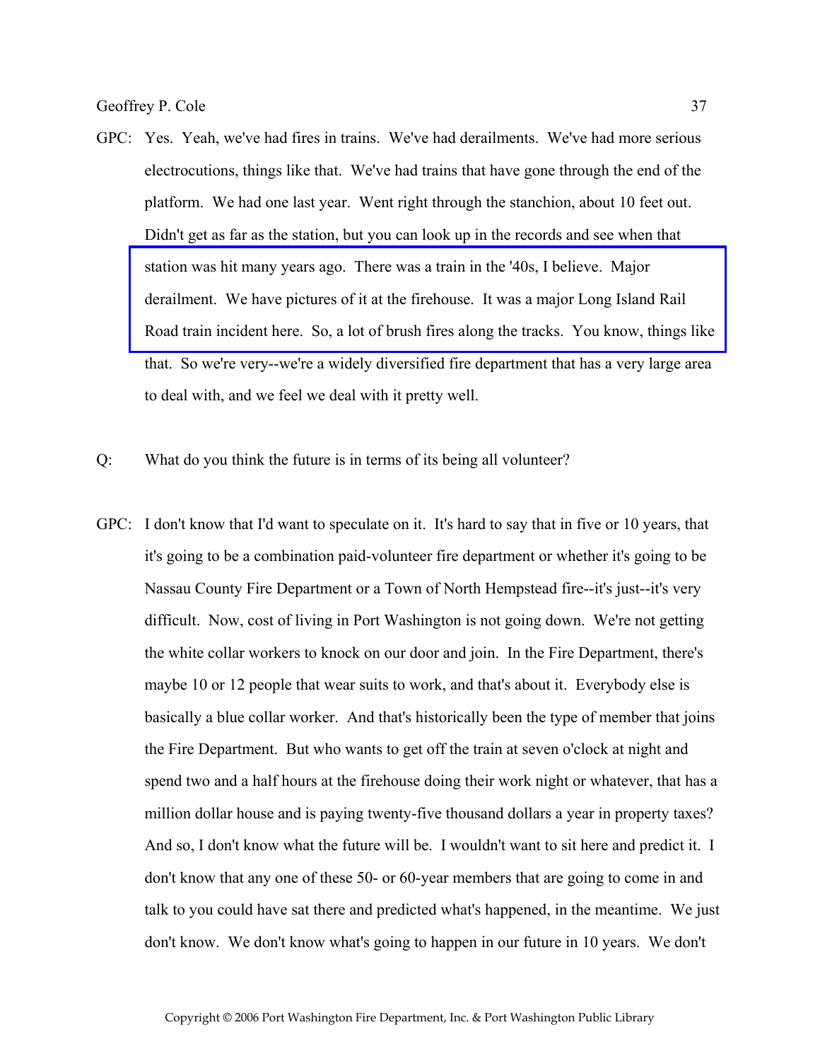GPC: Yes. Yeah, we've had fires in trains. We've had derailments. We've had more serious electrocutions, things like that. We've had trains that have gone through the end of the platform. We had one last year. Went right through the stanchion, about 10 feet out. Didn't get as far as the station, but you can look up in the records and see when that station was hit many years ago. There was a train in the '40s, I believe. Major derailment. We have pictures of it at the firehouse. It was a major Long Island Rail Road train incident here. So, a lot of brush fires along the tracks. You know, things like that. So we're very--we're a widely diversified fire department that has a very large area to deal with, and we feel we deal with it pretty well.

Q: What do you think the future is in terms of its being all volunteer?

GPC: I don't know that I'd want to speculate on it. It's hard to say that in five or 10 years, that it's going to be a combination paid-volunteer fire department or whether it's going to be Nassau County Fire Department or a Town of North Hempstead fire--it's just--it's very difficult. Now, cost of living in Port Washington is not going down. We're not getting the white collar workers to knock on our door and join. In the Fire Department, there's maybe 10 or 12 people that wear suits to work, and that's about it. Everybody else is basically a blue collar worker. And that's historically been the type of member that joins the Fire Department. But who wants to get off the train at seven o'clock at night and spend two and a half hours at the firehouse doing their work night or whatever, that has a million dollar house and is paying twenty-five thousand dollars a year in property taxes? And so, I don't know what the future will be. I wouldn't want to sit here and predict it. I don't know that any one of these 50- or 60-year members that are going to come in and talk to you could have sat there and predicted what's happened, in the meantime. We just don't know. We don't know what's going to happen in our future in 10 years. We don't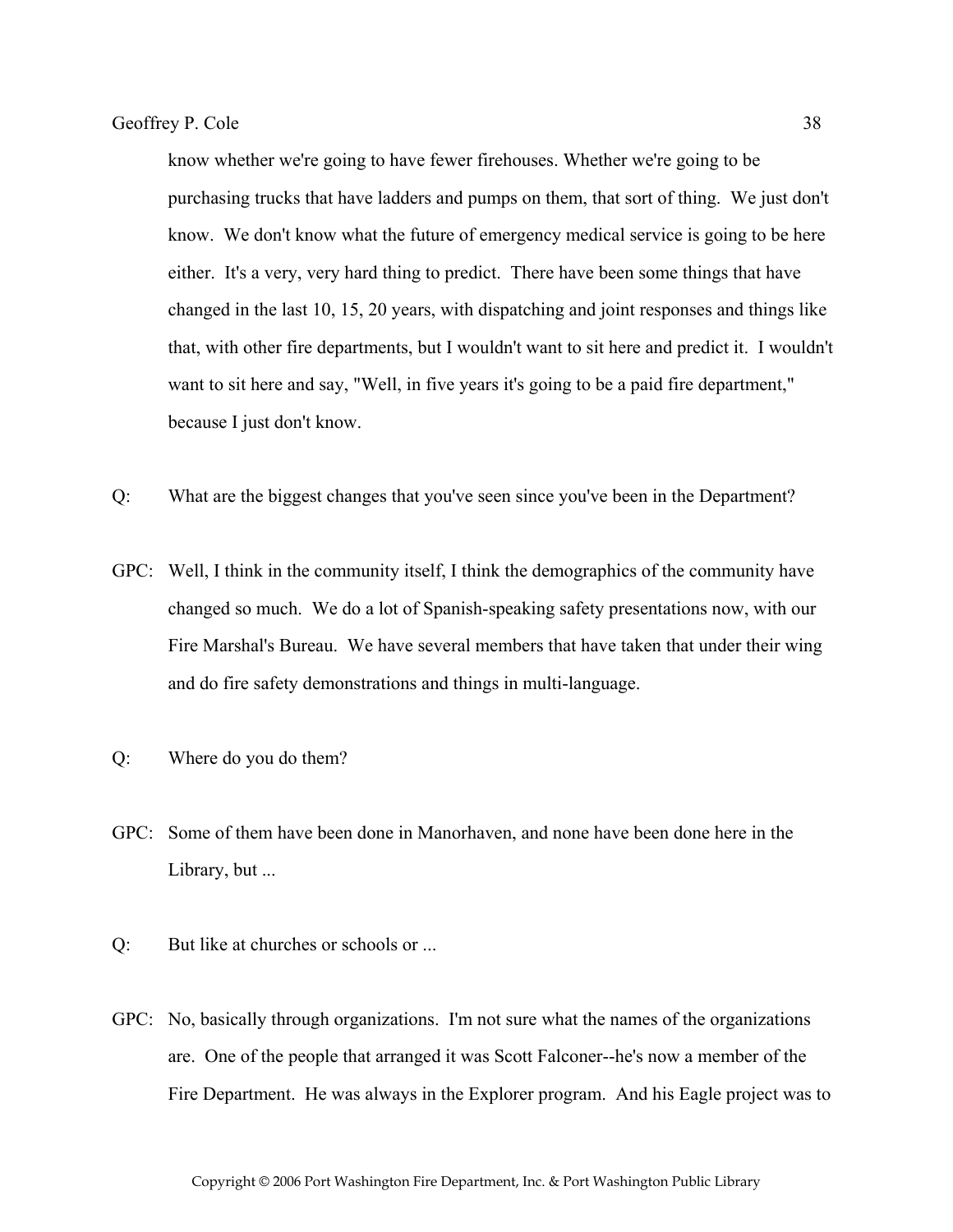know whether we're going to have fewer firehouses. Whether we're going to be purchasing trucks that have ladders and pumps on them, that sort of thing. We just don't know. We don't know what the future of emergency medical service is going to be here either. It's a very, very hard thing to predict. There have been some things that have changed in the last 10, 15, 20 years, with dispatching and joint responses and things like that, with other fire departments, but I wouldn't want to sit here and predict it. I wouldn't want to sit here and say, "Well, in five years it's going to be a paid fire department," because I just don't know.

Q: What are the biggest changes that you've seen since you've been in the Department?

GPC: Well, I think in the community itself, I think the demographics of the community have changed so much. We do a lot of Spanish-speaking safety presentations now, with our Fire Marshal's Bureau. We have several members that have taken that under their wing and do fire safety demonstrations and things in multi-language.

Q: Where do you do them?

GPC: Some of them have been done in Manorhaven, and none have been done here in the Library, but ...

Q: But like at churches or schools or ...

GPC: No, basically through organizations. I'm not sure what the names of the organizations are. One of the people that arranged it was Scott Falconer--he's now a member of the Fire Department. He was always in the Explorer program. And his Eagle project was to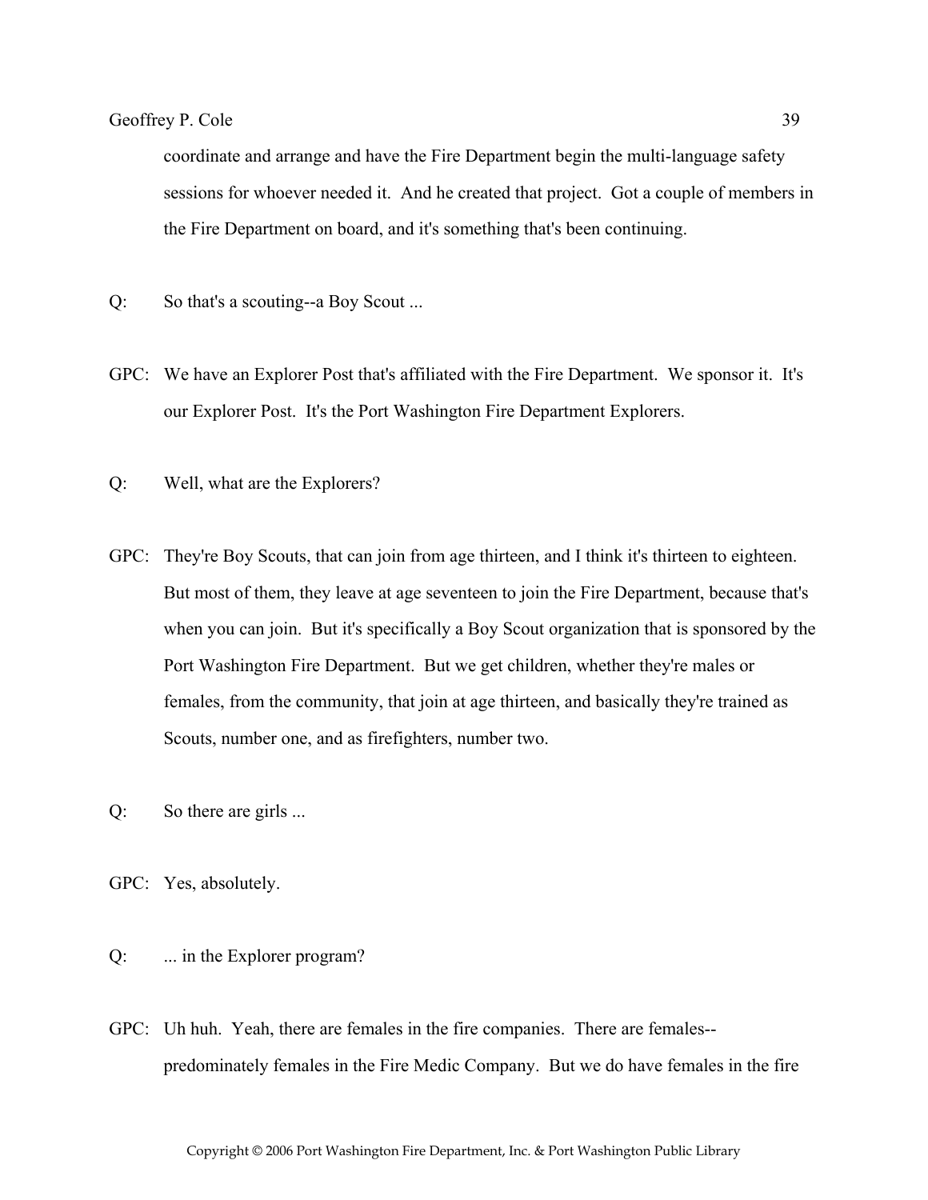coordinate and arrange and have the Fire Department begin the multi-language safety sessions for whoever needed it. And he created that project. Got a couple of members in the Fire Department on board, and it's something that's been continuing.

Q: So that's a scouting--a Boy Scout ...

GPC: We have an Explorer Post that's affiliated with the Fire Department. We sponsor it. It's our Explorer Post. It's the Port Washington Fire Department Explorers.

Q: Well, what are the Explorers?

GPC: They're Boy Scouts, that can join from age thirteen, and I think it's thirteen to eighteen. But most of them, they leave at age seventeen to join the Fire Department, because that's when you can join. But it's specifically a Boy Scout organization that is sponsored by the Port Washington Fire Department. But we get children, whether they're males or females, from the community, that join at age thirteen, and basically they're trained as Scouts, number one, and as firefighters, number two.

Q: So there are girls ...

GPC: Yes, absolutely.

Q: ... in the Explorer program?

GPC: Uh huh. Yeah, there are females in the fire companies. There are females--predominately females in the Fire Medic Company. But we do have females in the fire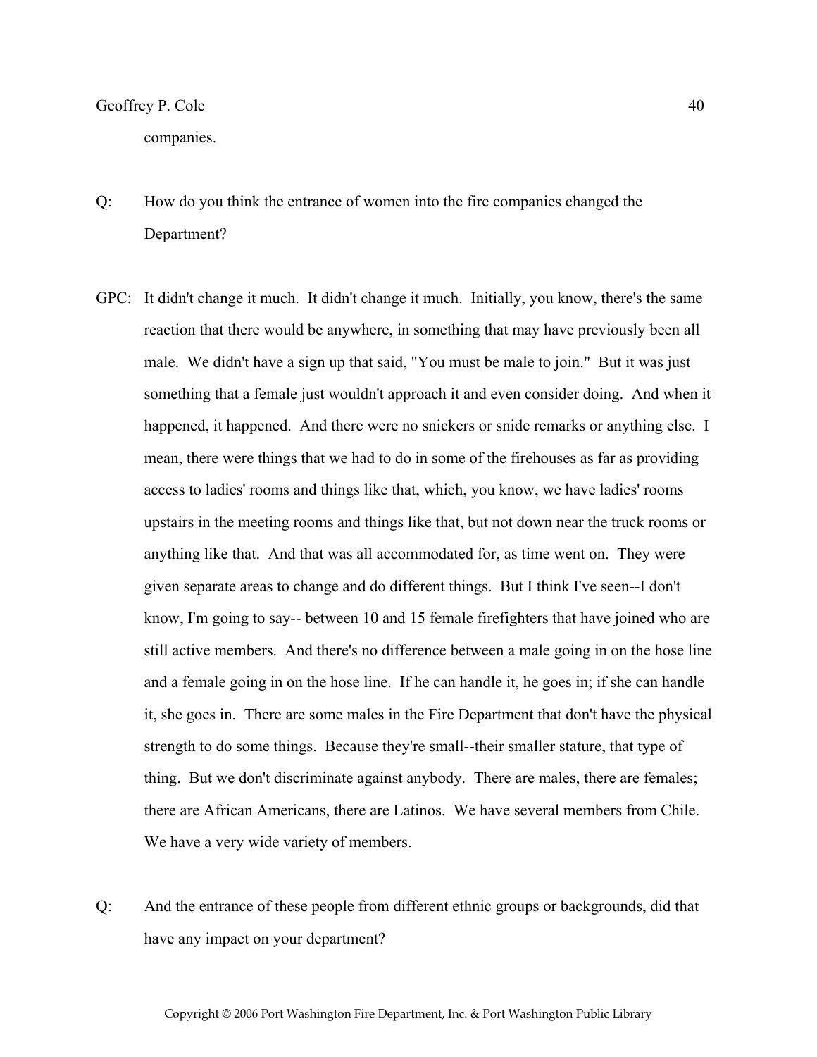companies.

Q: How do you think the entrance of women into the fire companies changed the Department?

GPC: It didn't change it much. It didn't change it much. Initially, you know, there's the same reaction that there would be anywhere, in something that may have previously been all male. We didn't have a sign up that said, "You must be male to join." But it was just something that a female just wouldn't approach it and even consider doing. And when it happened, it happened. And there were no snickers or snide remarks or anything else. I mean, there were things that we had to do in some of the firehouses as far as providing access to ladies' rooms and things like that, which, you know, we have ladies' rooms upstairs in the meeting rooms and things like that, but not down near the truck rooms or anything like that. And that was all accommodated for, as time went on. They were given separate areas to change and do different things. But I think I've seen--I don't know, I'm going to say-- between 10 and 15 female firefighters that have joined who are still active members. And there's no difference between a male going in on the hose line and a female going in on the hose line. If he can handle it, he goes in; if she can handle it, she goes in. There are some males in the Fire Department that don't have the physical strength to do some things. Because they're small--their smaller stature, that type of thing. But we don't discriminate against anybody. There are males, there are females; there are African Americans, there are Latinos. We have several members from Chile. We have a very wide variety of members.

Q: And the entrance of these people from different ethnic groups or backgrounds, did that have any impact on your department?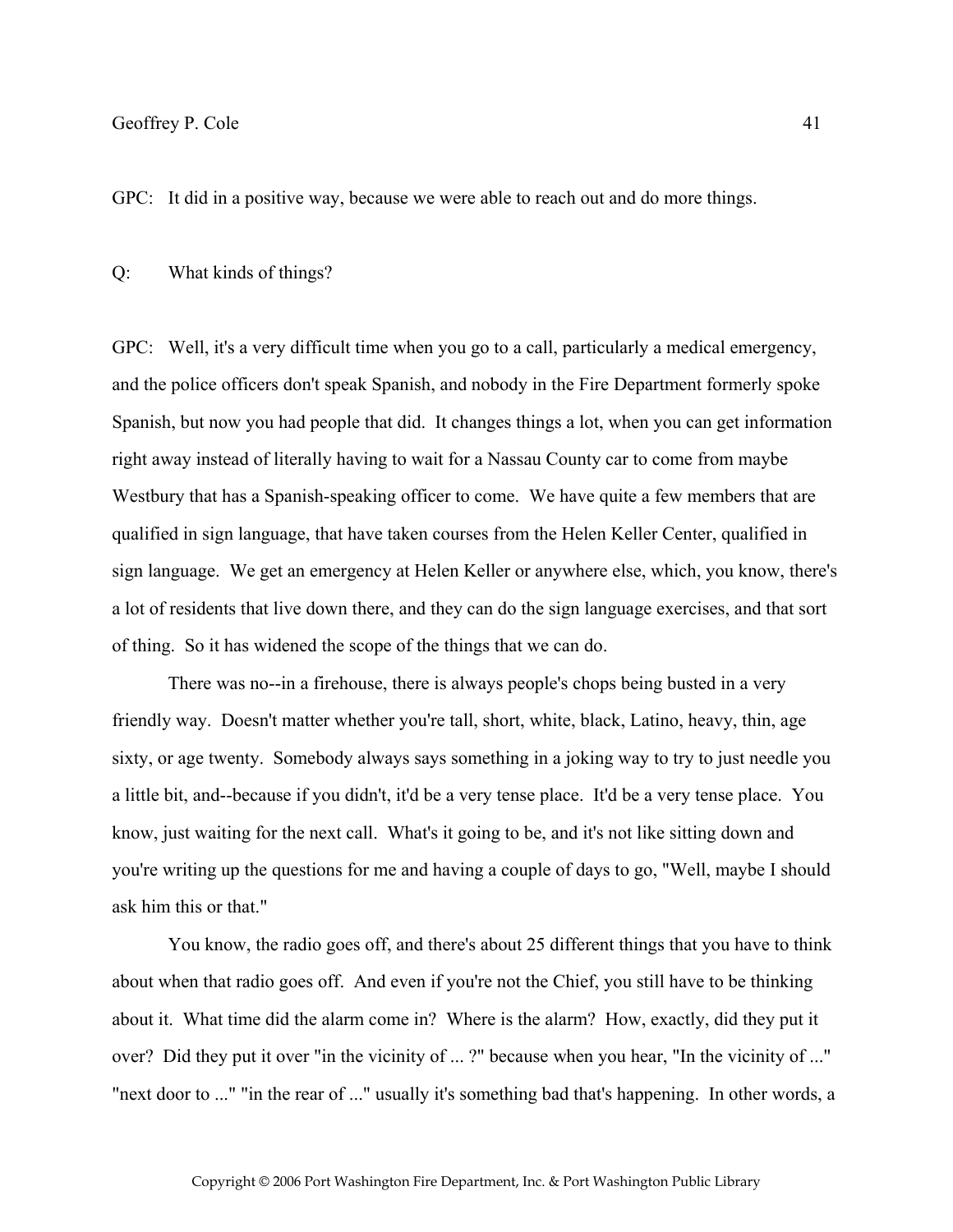GPC: It did in a positive way, because we were able to reach out and do more things.

Q: What kinds of things?

GPC: Well, it's a very difficult time when you go to a call, particularly a medical emergency, and the police officers don't speak Spanish, and nobody in the Fire Department formerly spoke Spanish, but now you had people that did. It changes things a lot, when you can get information right away instead of literally having to wait for a Nassau County car to come from maybe Westbury that has a Spanish-speaking officer to come. We have quite a few members that are qualified in sign language, that have taken courses from the Helen Keller Center, qualified in sign language. We get an emergency at Helen Keller or anywhere else, which, you know, there's a lot of residents that live down there, and they can do the sign language exercises, and that sort of thing. So it has widened the scope of the things that we can do.

There was no--in a firehouse, there is always people's chops being busted in a very friendly way. Doesn't matter whether you're tall, short, white, black, Latino, heavy, thin, age sixty, or age twenty. Somebody always says something in a joking way to try to just needle you a little bit, and--because if you didn't, it'd be a very tense place. It'd be a very tense place. You know, just waiting for the next call. What's it going to be, and it's not like sitting down and you're writing up the questions for me and having a couple of days to go, "Well, maybe I should ask him this or that."

You know, the radio goes off, and there's about 25 different things that you have to think about when that radio goes off. And even if you're not the Chief, you still have to be thinking about it. What time did the alarm come in? Where is the alarm? How, exactly, did they put it over? Did they put it over "in the vicinity of ... ?" because when you hear, "In the vicinity of ..." "next door to ..." "in the rear of ..." usually it's something bad that's happening. In other words, a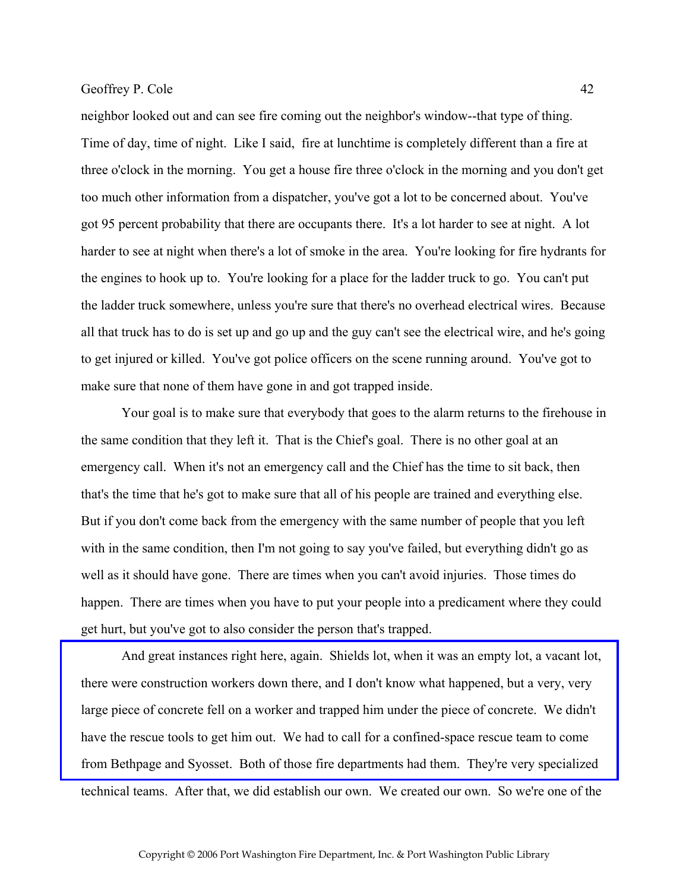neighbor looked out and can see fire coming out the neighbor's window--that type of thing. Time of day, time of night. Like I said, fire at lunchtime is completely different than a fire at three o'clock in the morning. You get a house fire three o'clock in the morning and you don't get too much other information from a dispatcher, you've got a lot to be concerned about. You've got 95 percent probability that there are occupants there. It's a lot harder to see at night. A lot harder to see at night when there's a lot of smoke in the area. You're looking for fire hydrants for the engines to hook up to. You're looking for a place for the ladder truck to go. You can't put the ladder truck somewhere, unless you're sure that there's no overhead electrical wires. Because all that truck has to do is set up and go up and the guy can't see the electrical wire, and he's going to get injured or killed. You've got police officers on the scene running around. You've got to make sure that none of them have gone in and got trapped inside.

Your goal is to make sure that everybody that goes to the alarm returns to the firehouse in the same condition that they left it. That is the Chief's goal. There is no other goal at an emergency call. When it's not an emergency call and the Chief has the time to sit back, then that's the time that he's got to make sure that all of his people are trained and everything else. But if you don't come back from the emergency with the same number of people that you left with in the same condition, then I'm not going to say you've failed, but everything didn't go as well as it should have gone. There are times when you can't avoid injuries. Those times do happen. There are times when you have to put your people into a predicament where they could get hurt, but you've got to also consider the person that's trapped.

And great instances right here, again. Shields lot, when it was an empty lot, a vacant lot, there were construction workers down there, and I don't know what happened, but a very, very large piece of concrete fell on a worker and trapped him under the piece of concrete. We didn't have the rescue tools to get him out. We had to call for a confined-space rescue team to come from Bethpage and Syosset. Both of those fire departments had them. They're very specialized technical teams. After that, we did establish our own. We created our own. So we're one of the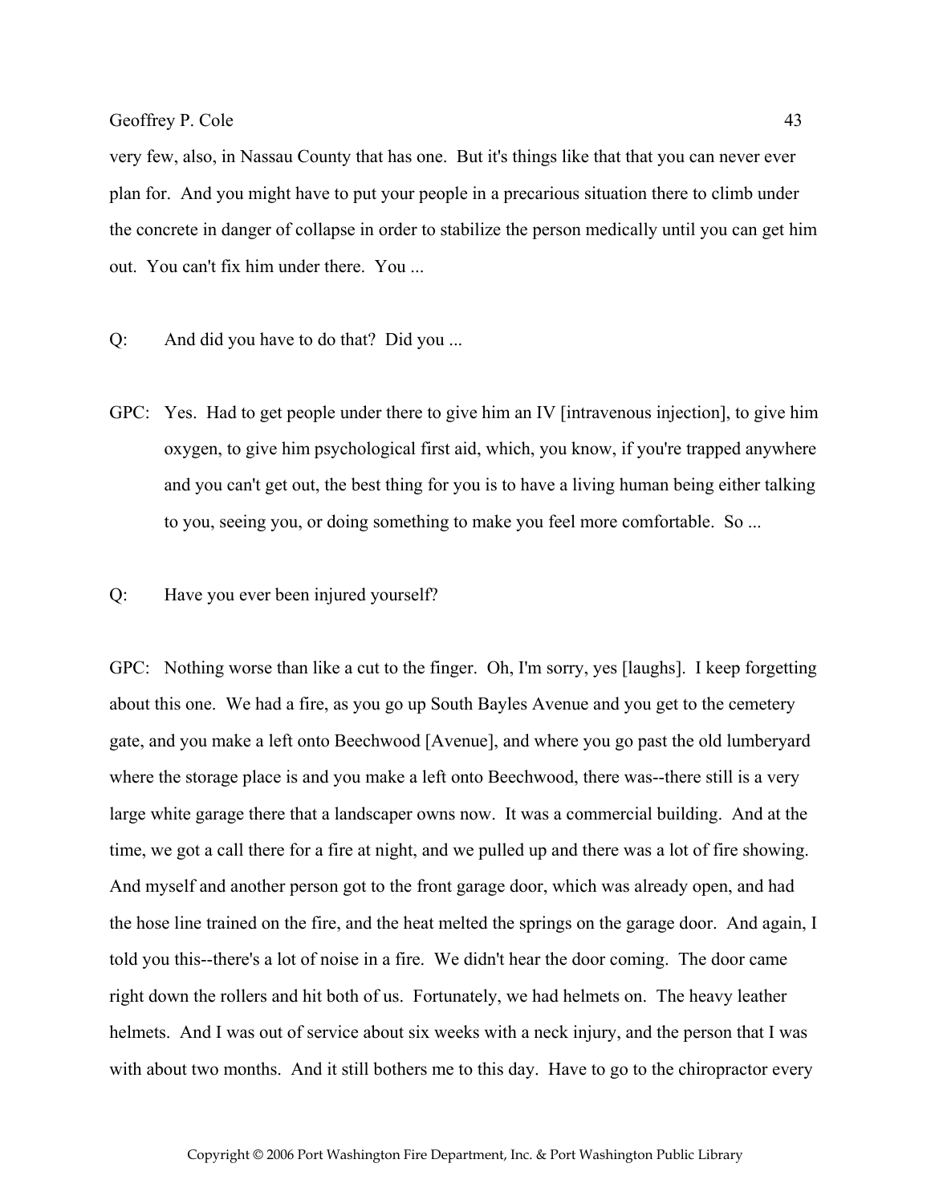very few, also, in Nassau County that has one. But it's things like that that you can never ever plan for. And you might have to put your people in a precarious situation there to climb under the concrete in danger of collapse in order to stabilize the person medically until you can get him out. You can't fix him under there. You ...

Q: And did you have to do that? Did you ...

GPC: Yes. Had to get people under there to give him an IV [intravenous injection], to give him oxygen, to give him psychological first aid, which, you know, if you're trapped anywhere and you can't get out, the best thing for you is to have a living human being either talking to you, seeing you, or doing something to make you feel more comfortable. So ...

Q: Have you ever been injured yourself?

GPC: Nothing worse than like a cut to the finger. Oh, I'm sorry, yes [laughs]. I keep forgetting about this one. We had a fire, as you go up South Bayles Avenue and you get to the cemetery gate, and you make a left onto Beechwood [Avenue], and where you go past the old lumberyard where the storage place is and you make a left onto Beechwood, there was--there still is a very large white garage there that a landscaper owns now. It was a commercial building. And at the time, we got a call there for a fire at night, and we pulled up and there was a lot of fire showing. And myself and another person got to the front garage door, which was already open, and had the hose line trained on the fire, and the heat melted the springs on the garage door. And again, I told you this--there's a lot of noise in a fire. We didn't hear the door coming. The door came right down the rollers and hit both of us. Fortunately, we had helmets on. The heavy leather helmets. And I was out of service about six weeks with a neck injury, and the person that I was with about two months. And it still bothers me to this day. Have to go to the chiropractor every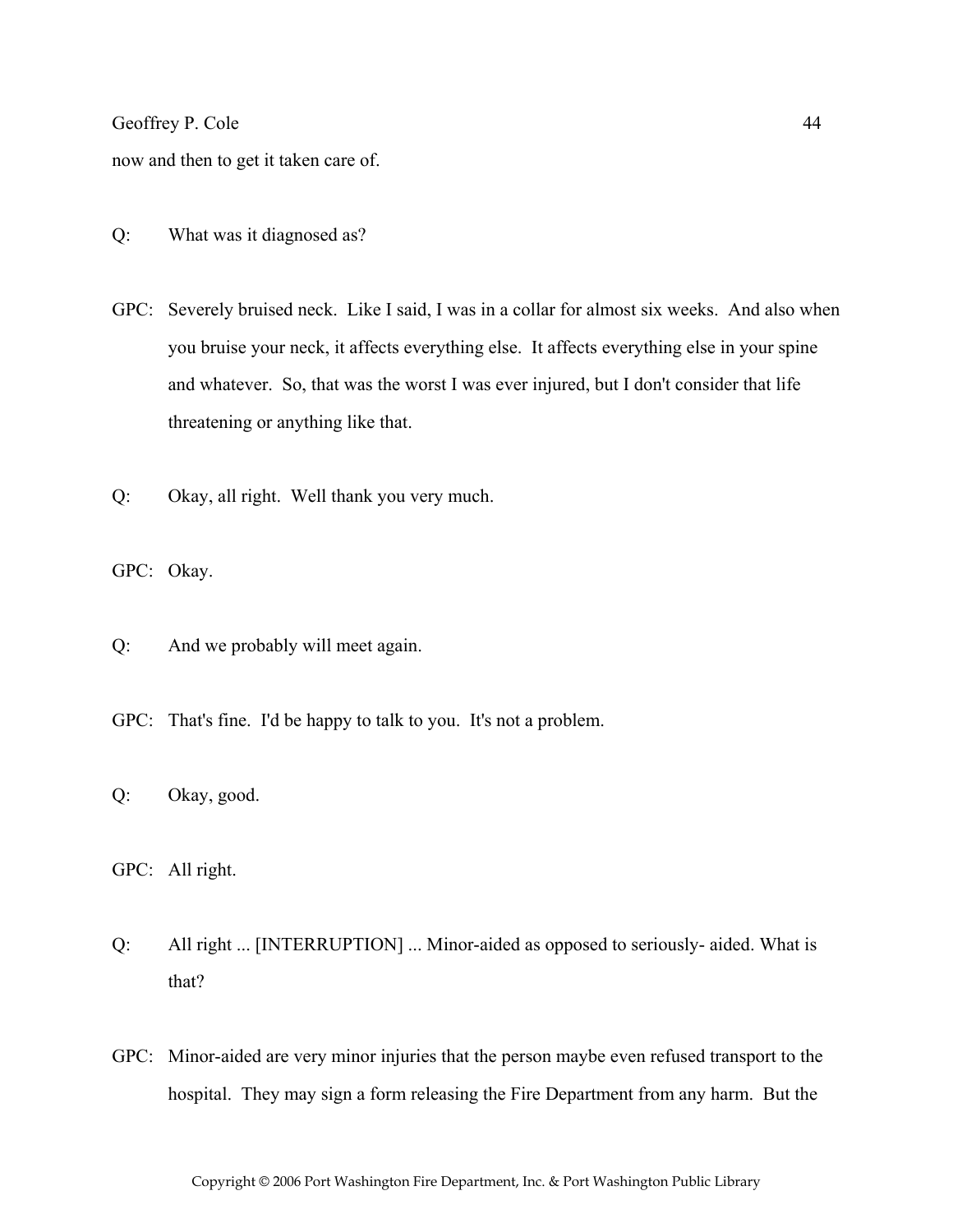now and then to get it taken care of.

Q: What was it diagnosed as?

GPC: Severely bruised neck. Like I said, I was in a collar for almost six weeks. And also when you bruise your neck, it affects everything else. It affects everything else in your spine and whatever. So, that was the worst I was ever injured, but I don't consider that life threatening or anything like that.

Q: Okay, all right. Well thank you very much.

GPC: Okay.

Q: And we probably will meet again.

GPC: That's fine. I'd be happy to talk to you. It's not a problem.

Q: Okay, good.

GPC: All right.

Q: All right ... [INTERRUPTION] ... Minor-aided as opposed to seriously- aided. What is that?

GPC: Minor-aided are very minor injuries that the person maybe even refused transport to the hospital. They may sign a form releasing the Fire Department from any harm. But the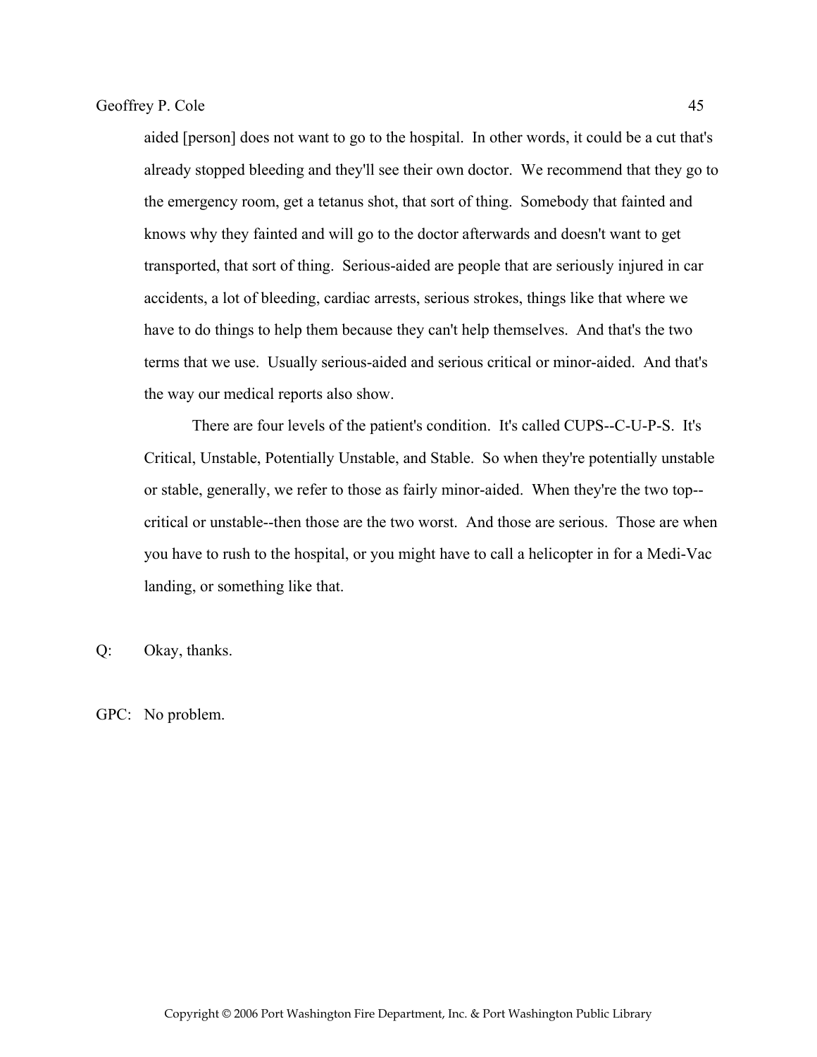aided [person] does not want to go to the hospital. In other words, it could be a cut that's already stopped bleeding and they'll see their own doctor. We recommend that they go to the emergency room, get a tetanus shot, that sort of thing. Somebody that fainted and knows why they fainted and will go to the doctor afterwards and doesn't want to get transported, that sort of thing. Serious-aided are people that are seriously injured in car accidents, a lot of bleeding, cardiac arrests, serious strokes, things like that where we have to do things to help them because they can't help themselves. And that's the two terms that we use. Usually serious-aided and serious critical or minor-aided. And that's the way our medical reports also show.

There are four levels of the patient's condition. It's called CUPS--C-U-P-S. It's Critical, Unstable, Potentially Unstable, and Stable. So when they're potentially unstable or stable, generally, we refer to those as fairly minor-aided. When they're the two top--critical or unstable--then those are the two worst. And those are serious. Those are when you have to rush to the hospital, or you might have to call a helicopter in for a Medi-Vac landing, or something like that.

Q: Okay, thanks.

GPC: No problem.